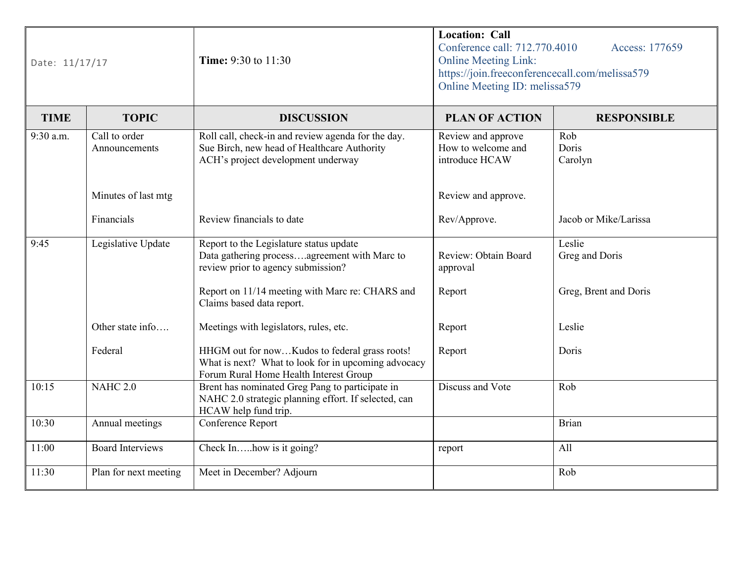| Date: 11/17/17 | | Time: 9:30 to 11:30 | Location: Call<br>Conference call: 712.770.4010 Access: 177659<br>Online Meeting Link: https://join.freeconferencecall.com/melissa579<br>Online Meeting ID: melissa579 | |
|---|---|---|---|---|
| **TIME** | **TOPIC** | **DISCUSSION** | **PLAN OF ACTION** | **RESPONSIBLE** |
| 9:30 a.m. | Call to order<br>Announcements | Roll call, check-in and review agenda for the day.<br>Sue Birch, new head of Healthcare Authority<br>ACH's project development underway | Review and approve<br>How to welcome and introduce HCAW | Rob<br>Doris<br>Carolyn |
| | Minutes of last mtg | | Review and approve. | |
| | Financials | Review financials to date | Rev/Approve. | Jacob or Mike/Larissa |
| 9:45 | Legislative Update | Report to the Legislature status update<br>Data gathering process….agreement with Marc to review prior to agency submission? | Review: Obtain Board approval | Leslie<br>Greg and Doris |
| | | Report on 11/14 meeting with Marc re: CHARS and Claims based data report. | Report | Greg, Brent and Doris |
| | Other state info…. | Meetings with legislators, rules, etc. | Report | Leslie |
| | Federal | HHGM out for now…Kudos to federal grass roots!<br>What is next? What to look for in upcoming advocacy<br>Forum Rural Home Health Interest Group | Report | Doris |
| 10:15 | NAHC 2.0 | Brent has nominated Greg Pang to participate in NAHC 2.0 strategic planning effort. If selected, can HCAW help fund trip. | Discuss and Vote | Rob |
| 10:30 | Annual meetings | Conference Report | | Brian |
| 11:00 | Board Interviews | Check In…..how is it going? | report | All |
| 11:30 | Plan for next meeting | Meet in December? Adjourn | | Rob |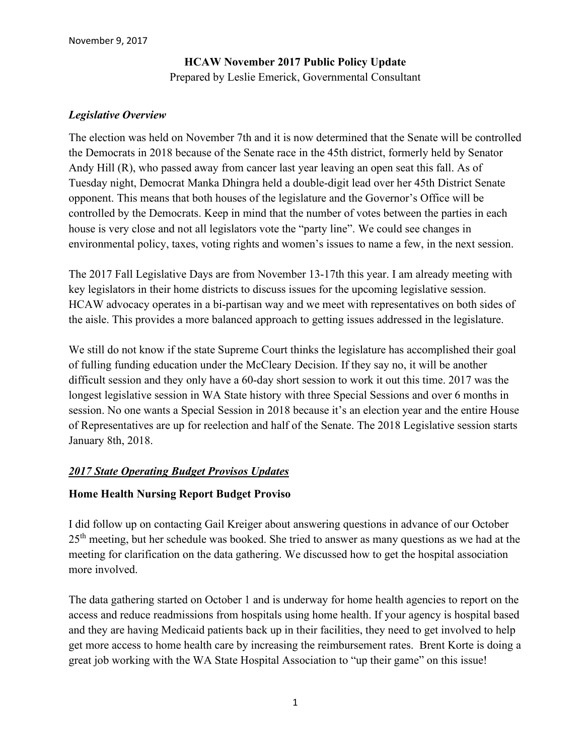November 9, 2017

**HCAW November 2017 Public Policy Update**

Prepared by Leslie Emerick, Governmental Consultant

***Legislative Overview***

The election was held on November 7th and it is now determined that the Senate will be controlled the Democrats in 2018 because of the Senate race in the 45th district, formerly held by Senator Andy Hill (R), who passed away from cancer last year leaving an open seat this fall. As of Tuesday night, Democrat Manka Dhingra held a double-digit lead over her 45th District Senate opponent. This means that both houses of the legislature and the Governor's Office will be controlled by the Democrats. Keep in mind that the number of votes between the parties in each house is very close and not all legislators vote the "party line". We could see changes in environmental policy, taxes, voting rights and women's issues to name a few, in the next session.

The 2017 Fall Legislative Days are from November 13-17th this year. I am already meeting with key legislators in their home districts to discuss issues for the upcoming legislative session. HCAW advocacy operates in a bi-partisan way and we meet with representatives on both sides of the aisle. This provides a more balanced approach to getting issues addressed in the legislature.

We still do not know if the state Supreme Court thinks the legislature has accomplished their goal of fulling funding education under the McCleary Decision. If they say no, it will be another difficult session and they only have a 60-day short session to work it out this time. 2017 was the longest legislative session in WA State history with three Special Sessions and over 6 months in session. No one wants a Special Session in 2018 because it's an election year and the entire House of Representatives are up for reelection and half of the Senate. The 2018 Legislative session starts January 8th, 2018.

***2017 State Operating Budget Provisos Updates***

**Home Health Nursing Report Budget Proviso**

I did follow up on contacting Gail Kreiger about answering questions in advance of our October 25th meeting, but her schedule was booked. She tried to answer as many questions as we had at the meeting for clarification on the data gathering. We discussed how to get the hospital association more involved.

The data gathering started on October 1 and is underway for home health agencies to report on the access and reduce readmissions from hospitals using home health. If your agency is hospital based and they are having Medicaid patients back up in their facilities, they need to get involved to help get more access to home health care by increasing the reimbursement rates. Brent Korte is doing a great job working with the WA State Hospital Association to "up their game" on this issue!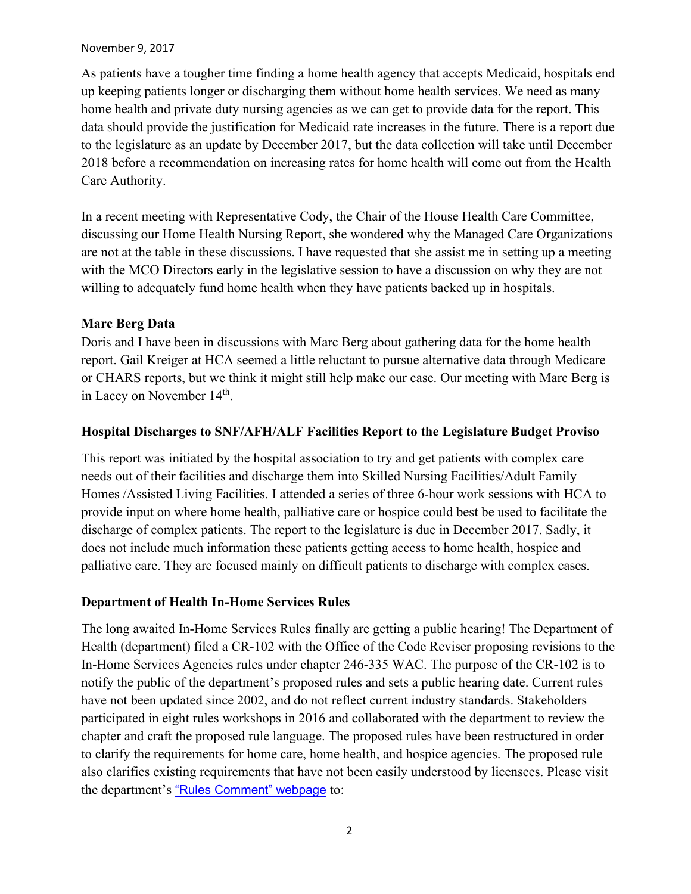As patients have a tougher time finding a home health agency that accepts Medicaid, hospitals end up keeping patients longer or discharging them without home health services. We need as many home health and private duty nursing agencies as we can get to provide data for the report. This data should provide the justification for Medicaid rate increases in the future. There is a report due to the legislature as an update by December 2017, but the data collection will take until December 2018 before a recommendation on increasing rates for home health will come out from the Health Care Authority.

In a recent meeting with Representative Cody, the Chair of the House Health Care Committee, discussing our Home Health Nursing Report, she wondered why the Managed Care Organizations are not at the table in these discussions. I have requested that she assist me in setting up a meeting with the MCO Directors early in the legislative session to have a discussion on why they are not willing to adequately fund home health when they have patients backed up in hospitals.

**Marc Berg Data**

Doris and I have been in discussions with Marc Berg about gathering data for the home health report. Gail Kreiger at HCA seemed a little reluctant to pursue alternative data through Medicare or CHARS reports, but we think it might still help make our case. Our meeting with Marc Berg is in Lacey on November 14th.

**Hospital Discharges to SNF/AFH/ALF Facilities Report to the Legislature Budget Proviso**

This report was initiated by the hospital association to try and get patients with complex care needs out of their facilities and discharge them into Skilled Nursing Facilities/Adult Family Homes /Assisted Living Facilities. I attended a series of three 6-hour work sessions with HCA to provide input on where home health, palliative care or hospice could best be used to facilitate the discharge of complex patients. The report to the legislature is due in December 2017. Sadly, it does not include much information these patients getting access to home health, hospice and palliative care. They are focused mainly on difficult patients to discharge with complex cases.

**Department of Health In-Home Services Rules**

The long awaited In-Home Services Rules finally are getting a public hearing! The Department of Health (department) filed a CR-102 with the Office of the Code Reviser proposing revisions to the In-Home Services Agencies rules under chapter 246-335 WAC. The purpose of the CR-102 is to notify the public of the department's proposed rules and sets a public hearing date. Current rules have not been updated since 2002, and do not reflect current industry standards. Stakeholders participated in eight rules workshops in 2016 and collaborated with the department to review the chapter and craft the proposed rule language. The proposed rules have been restructured in order to clarify the requirements for home care, home health, and hospice agencies. The proposed rule also clarifies existing requirements that have not been easily understood by licensees. Please visit the department's "Rules Comment" webpage to: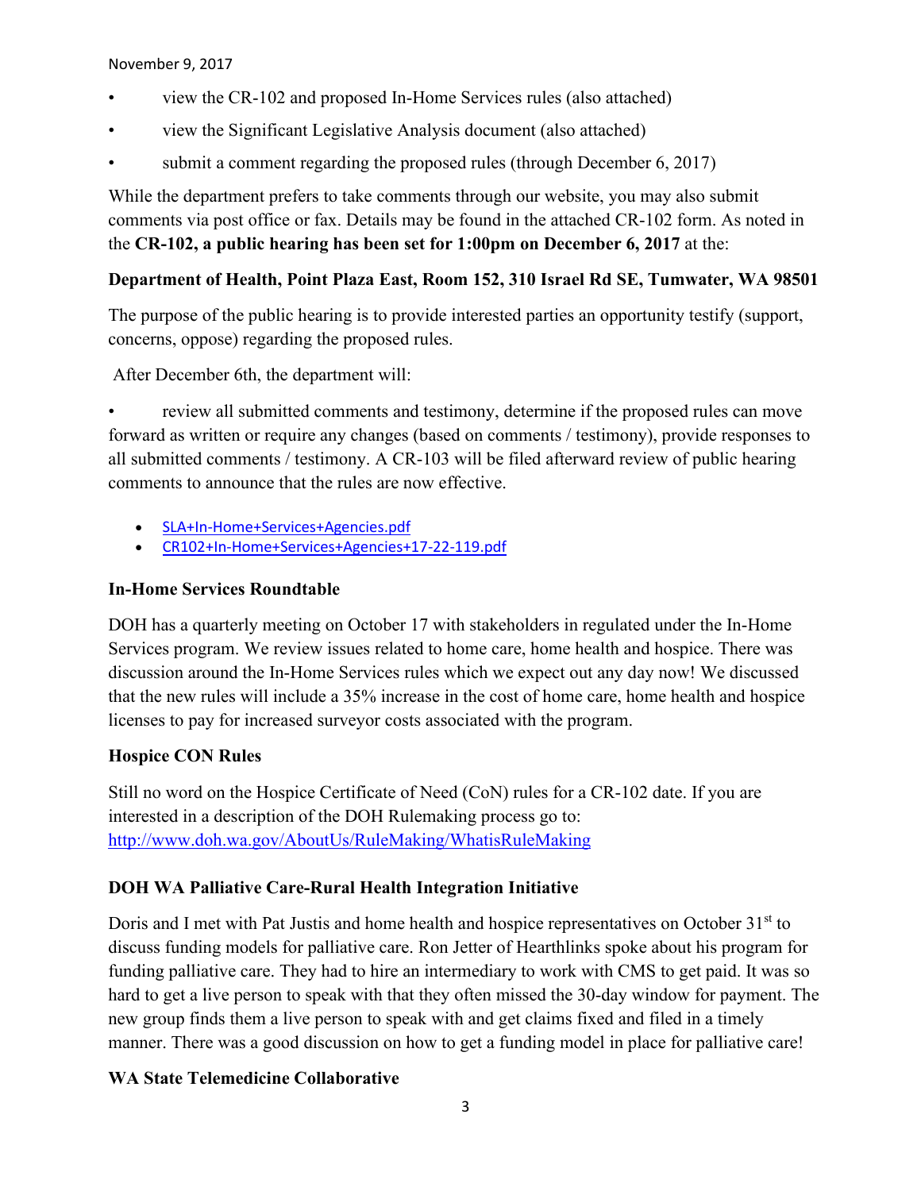- view the CR-102 and proposed In-Home Services rules (also attached)
- view the Significant Legislative Analysis document (also attached)
- submit a comment regarding the proposed rules (through December 6, 2017)

While the department prefers to take comments through our website, you may also submit comments via post office or fax. Details may be found in the attached CR-102 form. As noted in the **CR-102, a public hearing has been set for 1:00pm on December 6, 2017** at the:

**Department of Health, Point Plaza East, Room 152, 310 Israel Rd SE, Tumwater, WA 98501**

The purpose of the public hearing is to provide interested parties an opportunity testify (support, concerns, oppose) regarding the proposed rules.

After December 6th, the department will:

- review all submitted comments and testimony, determine if the proposed rules can move forward as written or require any changes (based on comments / testimony), provide responses to all submitted comments / testimony. A CR-103 will be filed afterward review of public hearing comments to announce that the rules are now effective.

- SLA+In-Home+Services+Agencies.pdf
- CR102+In-Home+Services+Agencies+17-22-119.pdf

### In-Home Services Roundtable

DOH has a quarterly meeting on October 17 with stakeholders in regulated under the In-Home Services program. We review issues related to home care, home health and hospice. There was discussion around the In-Home Services rules which we expect out any day now! We discussed that the new rules will include a 35% increase in the cost of home care, home health and hospice licenses to pay for increased surveyor costs associated with the program.

### Hospice CON Rules

Still no word on the Hospice Certificate of Need (CoN) rules for a CR-102 date. If you are interested in a description of the DOH Rulemaking process go to: http://www.doh.wa.gov/AboutUs/RuleMaking/WhatisRuleMaking

### DOH WA Palliative Care-Rural Health Integration Initiative

Doris and I met with Pat Justis and home health and hospice representatives on October 31st to discuss funding models for palliative care. Ron Jetter of Hearthlinks spoke about his program for funding palliative care. They had to hire an intermediary to work with CMS to get paid. It was so hard to get a live person to speak with that they often missed the 30-day window for payment. The new group finds them a live person to speak with and get claims fixed and filed in a timely manner. There was a good discussion on how to get a funding model in place for palliative care!

### WA State Telemedicine Collaborative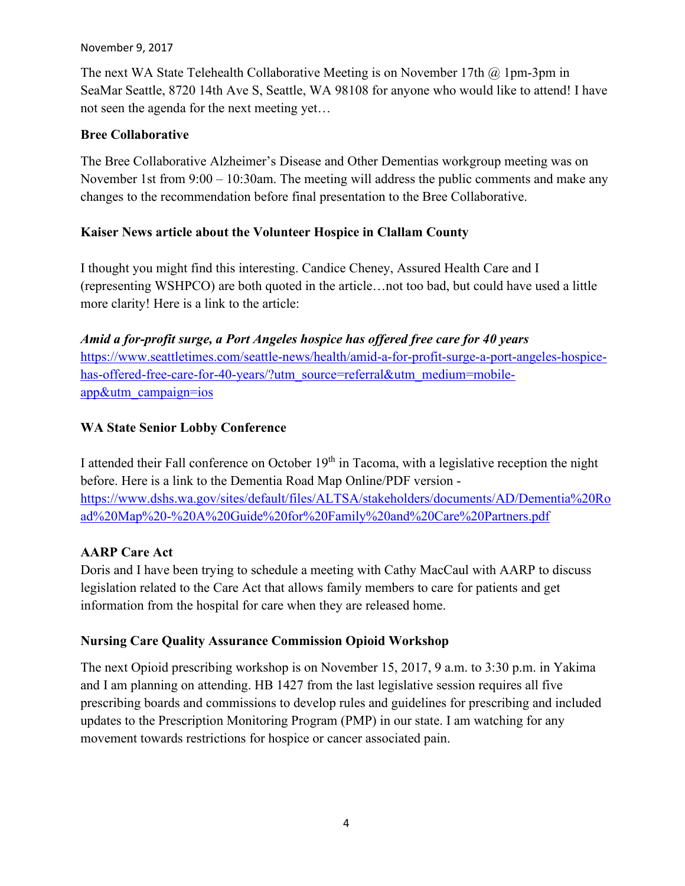November 9, 2017

The next WA State Telehealth Collaborative Meeting is on November 17th @ 1pm-3pm in SeaMar Seattle, 8720 14th Ave S, Seattle, WA 98108 for anyone who would like to attend! I have not seen the agenda for the next meeting yet…

**Bree Collaborative**

The Bree Collaborative Alzheimer's Disease and Other Dementias workgroup meeting was on November 1st from 9:00 – 10:30am. The meeting will address the public comments and make any changes to the recommendation before final presentation to the Bree Collaborative.

**Kaiser News article about the Volunteer Hospice in Clallam County**

I thought you might find this interesting. Candice Cheney, Assured Health Care and I (representing WSHPCO) are both quoted in the article…not too bad, but could have used a little more clarity! Here is a link to the article:

***Amid a for-profit surge, a Port Angeles hospice has offered free care for 40 years***
https://www.seattletimes.com/seattle-news/health/amid-a-for-profit-surge-a-port-angeles-hospice-has-offered-free-care-for-40-years/?utm_source=referral&utm_medium=mobile-app&utm_campaign=ios

**WA State Senior Lobby Conference**

I attended their Fall conference on October 19th in Tacoma, with a legislative reception the night before. Here is a link to the Dementia Road Map Online/PDF version - https://www.dshs.wa.gov/sites/default/files/ALTSA/stakeholders/documents/AD/Dementia%20Road%20Map%20-%20A%20Guide%20for%20Family%20and%20Care%20Partners.pdf

**AARP Care Act**

Doris and I have been trying to schedule a meeting with Cathy MacCaul with AARP to discuss legislation related to the Care Act that allows family members to care for patients and get information from the hospital for care when they are released home.

**Nursing Care Quality Assurance Commission Opioid Workshop**

The next Opioid prescribing workshop is on November 15, 2017, 9 a.m. to 3:30 p.m. in Yakima and I am planning on attending. HB 1427 from the last legislative session requires all five prescribing boards and commissions to develop rules and guidelines for prescribing and included updates to the Prescription Monitoring Program (PMP) in our state. I am watching for any movement towards restrictions for hospice or cancer associated pain.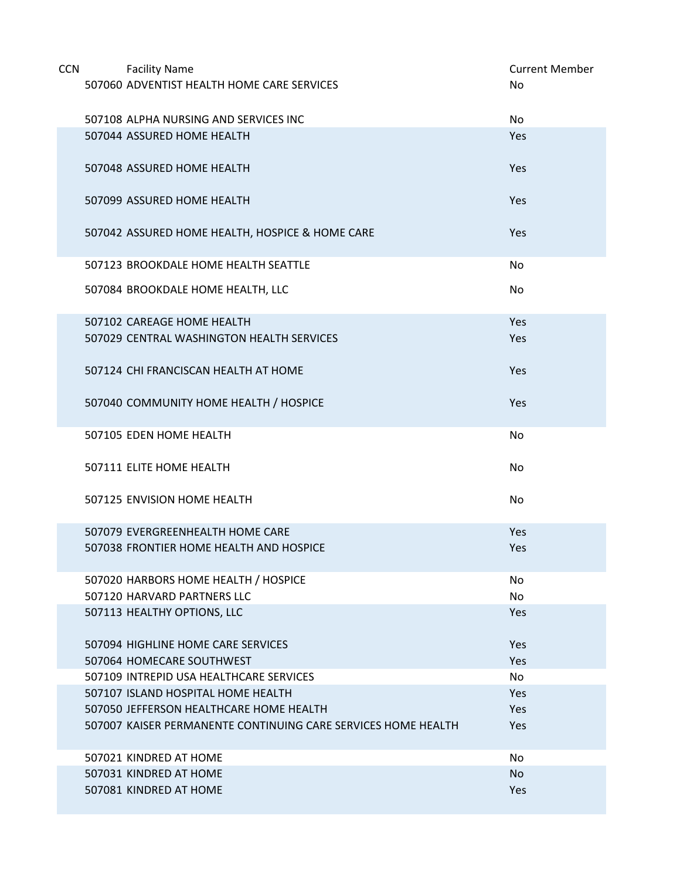| CCN | Facility Name | Current Member |
|---|---|---|
| 507060 | ADVENTIST HEALTH HOME CARE SERVICES | No |
| 507108 | ALPHA NURSING AND SERVICES INC | No |
| 507044 | ASSURED HOME HEALTH | Yes |
| 507048 | ASSURED HOME HEALTH | Yes |
| 507099 | ASSURED HOME HEALTH | Yes |
| 507042 | ASSURED HOME HEALTH, HOSPICE & HOME CARE | Yes |
| 507123 | BROOKDALE HOME HEALTH SEATTLE | No |
| 507084 | BROOKDALE HOME HEALTH, LLC | No |
| 507102 | CAREAGE HOME HEALTH | Yes |
| 507029 | CENTRAL WASHINGTON HEALTH SERVICES | Yes |
| 507124 | CHI FRANCISCAN HEALTH AT HOME | Yes |
| 507040 | COMMUNITY HOME HEALTH / HOSPICE | Yes |
| 507105 | EDEN HOME HEALTH | No |
| 507111 | ELITE HOME HEALTH | No |
| 507125 | ENVISION HOME HEALTH | No |
| 507079 | EVERGREENHEALTH HOME CARE | Yes |
| 507038 | FRONTIER HOME HEALTH AND HOSPICE | Yes |
| 507020 | HARBORS HOME HEALTH / HOSPICE | No |
| 507120 | HARVARD PARTNERS LLC | No |
| 507113 | HEALTHY OPTIONS, LLC | Yes |
| 507094 | HIGHLINE HOME CARE SERVICES | Yes |
| 507064 | HOMECARE SOUTHWEST | Yes |
| 507109 | INTREPID USA HEALTHCARE SERVICES | No |
| 507107 | ISLAND HOSPITAL HOME HEALTH | Yes |
| 507050 | JEFFERSON HEALTHCARE HOME HEALTH | Yes |
| 507007 | KAISER PERMANENTE CONTINUING CARE SERVICES HOME HEALTH | Yes |
| 507021 | KINDRED AT HOME | No |
| 507031 | KINDRED AT HOME | No |
| 507081 | KINDRED AT HOME | Yes |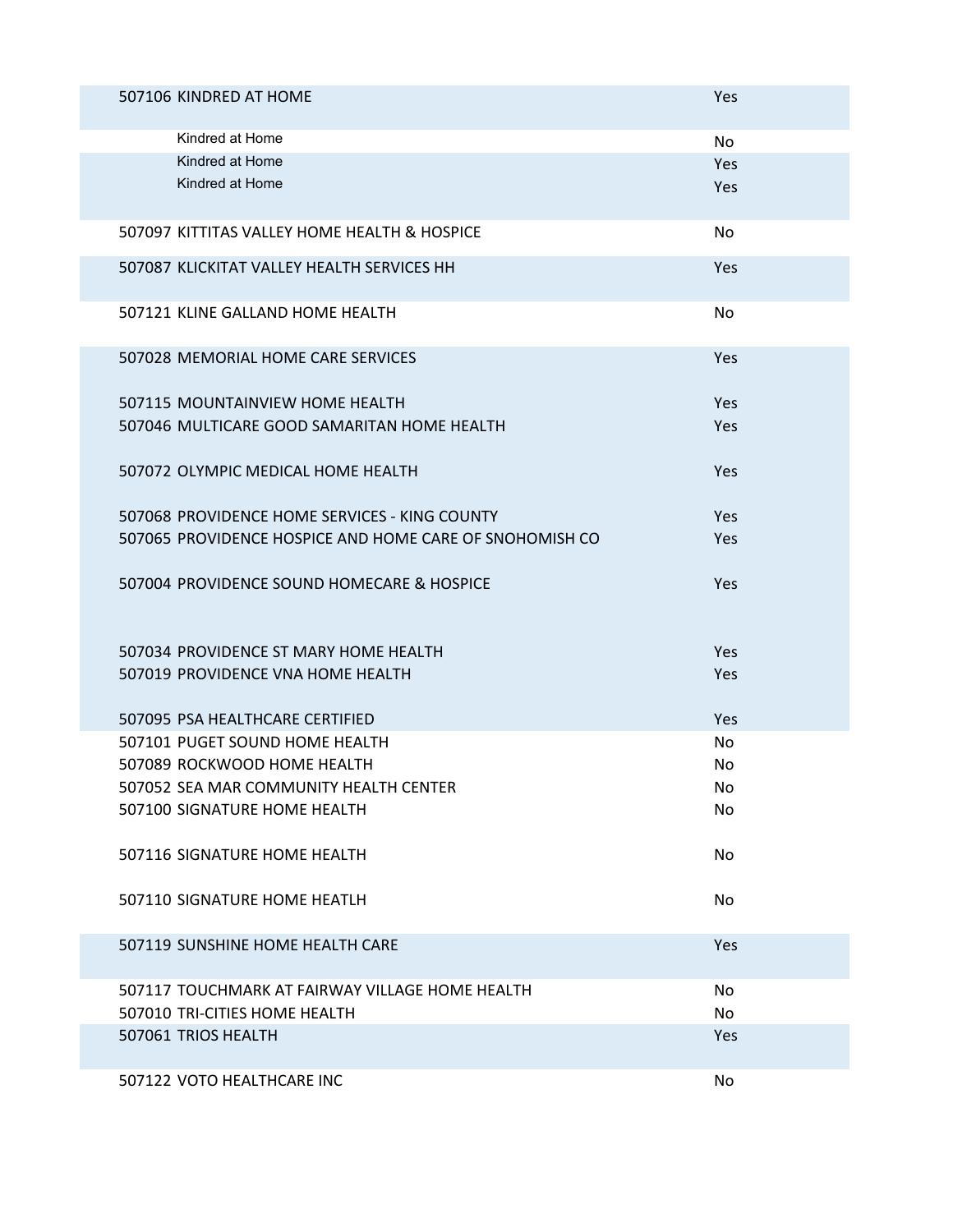| | | |
|---|---|---|
| 507106 | KINDRED AT HOME | Yes |
| | Kindred at Home | No |
| | Kindred at Home | Yes |
| | Kindred at Home | Yes |
| 507097 | KITTITAS VALLEY HOME HEALTH & HOSPICE | No |
| 507087 | KLICKITAT VALLEY HEALTH SERVICES HH | Yes |
| 507121 | KLINE GALLAND HOME HEALTH | No |
| 507028 | MEMORIAL HOME CARE SERVICES | Yes |
| 507115 | MOUNTAINVIEW HOME HEALTH | Yes |
| 507046 | MULTICARE GOOD SAMARITAN HOME HEALTH | Yes |
| 507072 | OLYMPIC MEDICAL HOME HEALTH | Yes |
| 507068 | PROVIDENCE HOME SERVICES - KING COUNTY | Yes |
| 507065 | PROVIDENCE HOSPICE AND HOME CARE OF SNOHOMISH CO | Yes |
| 507004 | PROVIDENCE SOUND HOMECARE & HOSPICE | Yes |
| 507034 | PROVIDENCE ST MARY HOME HEALTH | Yes |
| 507019 | PROVIDENCE VNA HOME HEALTH | Yes |
| 507095 | PSA HEALTHCARE CERTIFIED | Yes |
| 507101 | PUGET SOUND HOME HEALTH | No |
| 507089 | ROCKWOOD HOME HEALTH | No |
| 507052 | SEA MAR COMMUNITY HEALTH CENTER | No |
| 507100 | SIGNATURE HOME HEALTH | No |
| 507116 | SIGNATURE HOME HEALTH | No |
| 507110 | SIGNATURE HOME HEATLH | No |
| 507119 | SUNSHINE HOME HEALTH CARE | Yes |
| 507117 | TOUCHMARK AT FAIRWAY VILLAGE HOME HEALTH | No |
| 507010 | TRI-CITIES HOME HEALTH | No |
| 507061 | TRIOS HEALTH | Yes |
| 507122 | VOTO HEALTHCARE INC | No |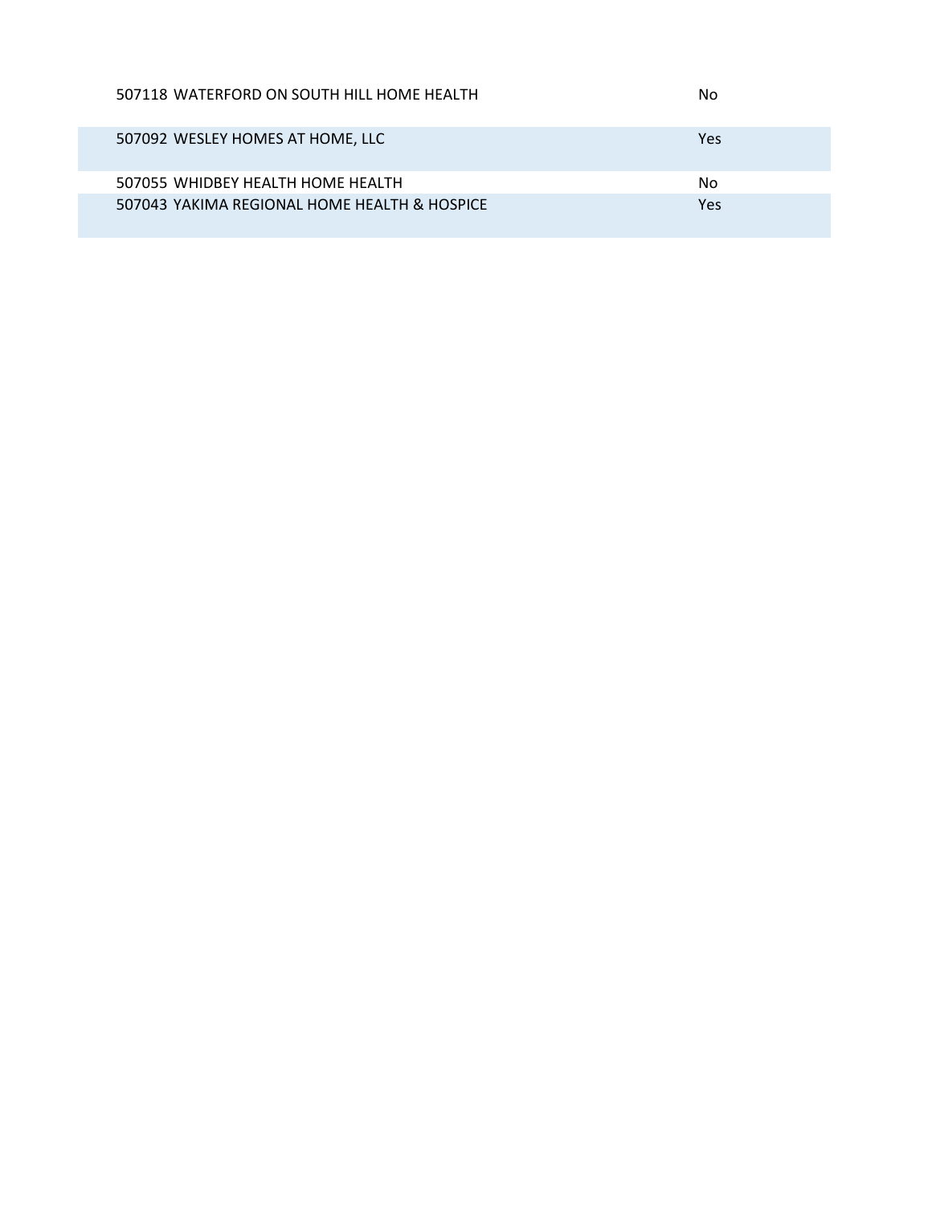| | | |
|---|---|---|
| 507118 | WATERFORD ON SOUTH HILL HOME HEALTH | No |
| 507092 | WESLEY HOMES AT HOME, LLC | Yes |
| 507055 | WHIDBEY HEALTH HOME HEALTH | No |
| 507043 | YAKIMA REGIONAL HOME HEALTH & HOSPICE | Yes |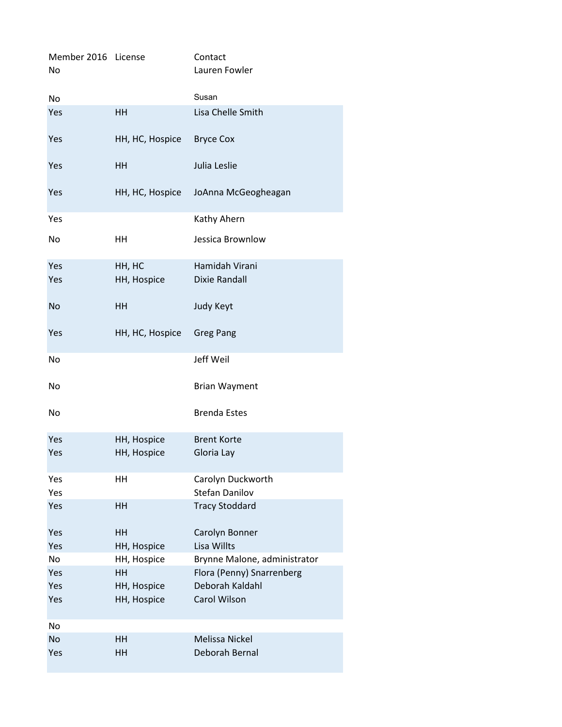| Member 2016 | License | Contact |
|---|---|---|
| No | | Lauren Fowler |
| No | | Susan |
| Yes | HH | Lisa Chelle Smith |
| Yes | HH, HC, Hospice | Bryce Cox |
| Yes | HH | Julia Leslie |
| Yes | HH, HC, Hospice | JoAnna McGeogheagan |
| Yes | | Kathy Ahern |
| No | HH | Jessica Brownlow |
| Yes | HH, HC | Hamidah Virani |
| Yes | HH, Hospice | Dixie Randall |
| No | HH | Judy Keyt |
| Yes | HH, HC, Hospice | Greg Pang |
| No | | Jeff Weil |
| No | | Brian Wayment |
| No | | Brenda Estes |
| Yes | HH, Hospice | Brent Korte |
| Yes | HH, Hospice | Gloria Lay |
| Yes | HH | Carolyn Duckworth |
| Yes | | Stefan Danilov |
| Yes | HH | Tracy Stoddard |
| Yes | HH | Carolyn Bonner |
| Yes | HH, Hospice | Lisa Willts |
| No | HH, Hospice | Brynne Malone, administrator |
| Yes | HH | Flora (Penny) Snarrenberg |
| Yes | HH, Hospice | Deborah Kaldahl |
| Yes | HH, Hospice | Carol Wilson |
| No | | |
| No | HH | Melissa Nickel |
| Yes | HH | Deborah Bernal |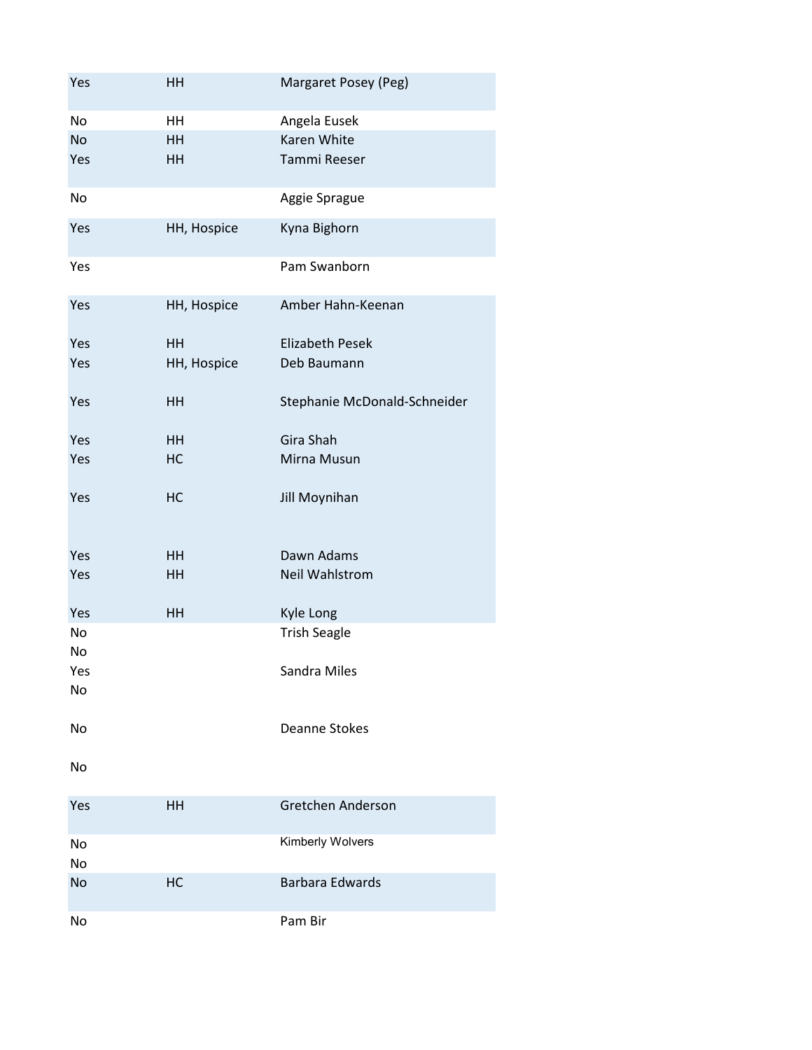| | | |
|---|---|---|
| Yes | HH | Margaret Posey (Peg) |
| No | HH | Angela Eusek |
| No | HH | Karen White |
| Yes | HH | Tammi Reeser |
| No | | Aggie Sprague |
| Yes | HH, Hospice | Kyna Bighorn |
| Yes | | Pam Swanborn |
| Yes | HH, Hospice | Amber Hahn-Keenan |
| Yes | HH | Elizabeth Pesek |
| Yes | HH, Hospice | Deb Baumann |
| Yes | HH | Stephanie McDonald-Schneider |
| Yes | HH | Gira Shah |
| Yes | HC | Mirna Musun |
| Yes | HC | Jill Moynihan |
| Yes | HH | Dawn Adams |
| Yes | HH | Neil Wahlstrom |
| Yes | HH | Kyle Long |
| No | | Trish Seagle |
| No | | |
| Yes | | Sandra Miles |
| No | | |
| No | | Deanne Stokes |
| No | | |
| Yes | HH | Gretchen Anderson |
| No | | Kimberly Wolvers |
| No | | |
| No | HC | Barbara Edwards |
| No | | Pam Bir |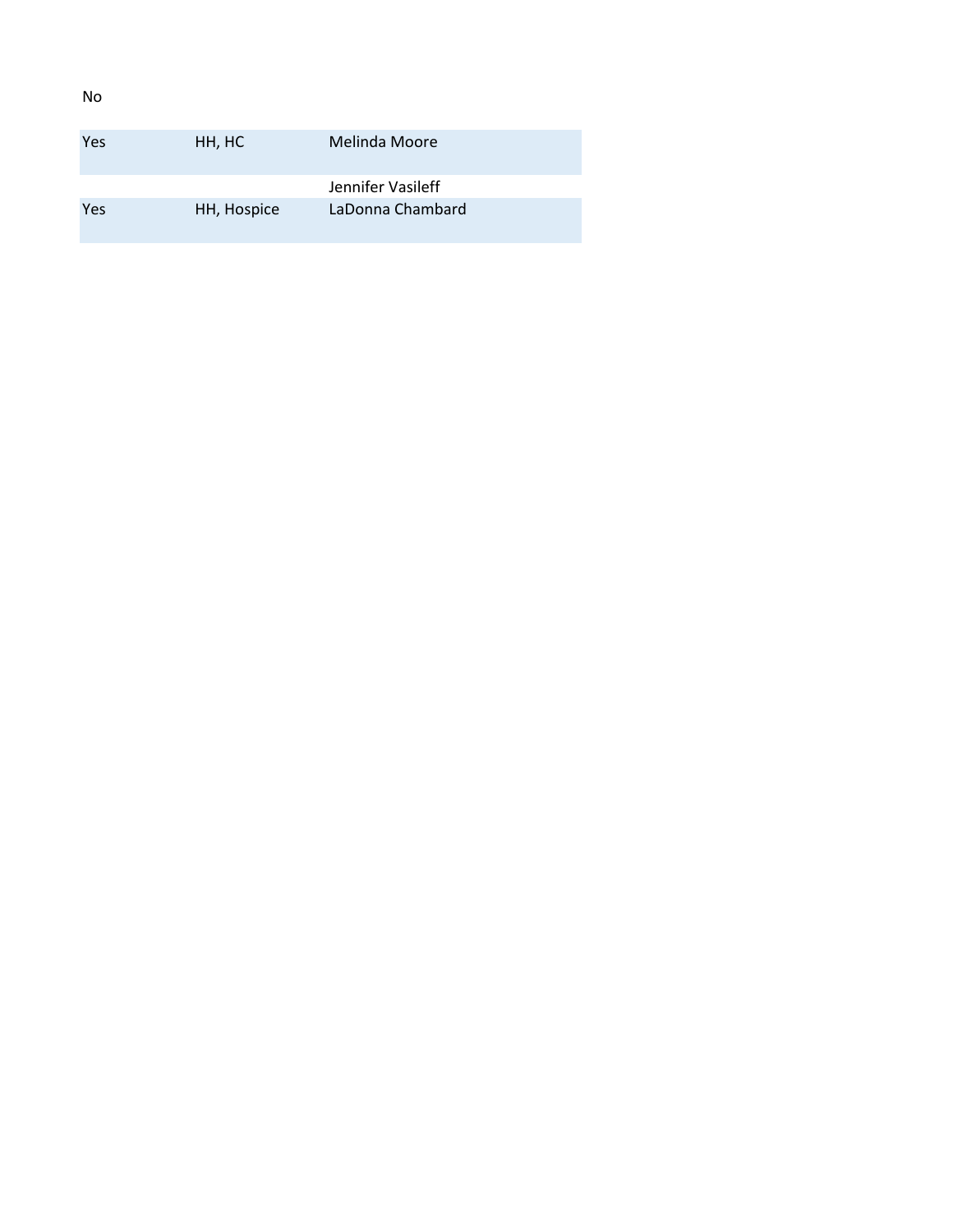No

| | | |
|---|---|---|
| Yes | HH, HC | Melinda Moore |
| | | Jennifer Vasileff |
| Yes | HH, Hospice | LaDonna Chambard |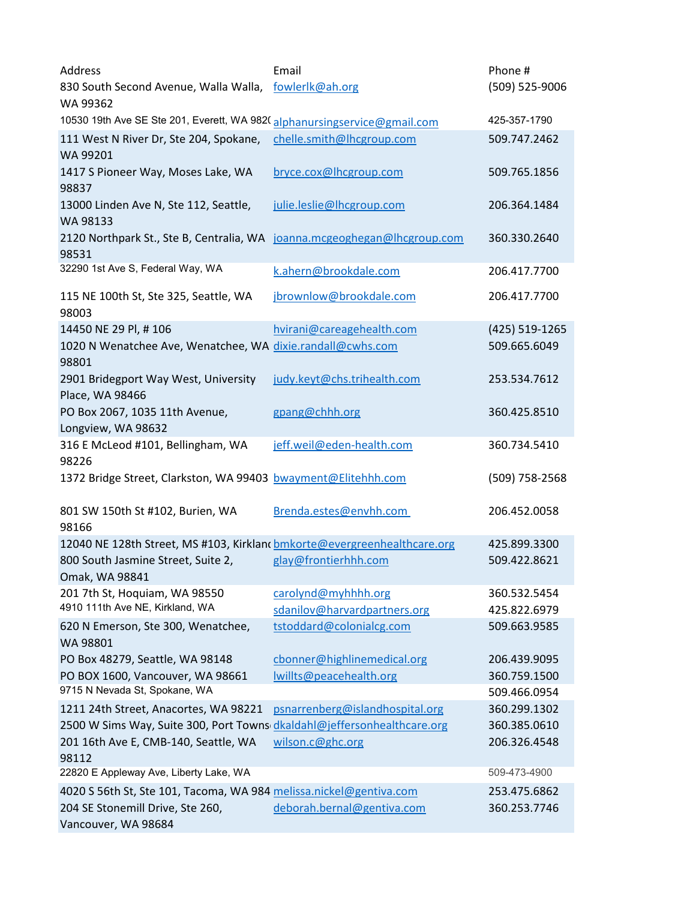| Address | Email | Phone # |
| --- | --- | --- |
| 830 South Second Avenue, Walla Walla, WA 99362 | fowlerlk@ah.org | (509) 525-9006 |
| 10530 19th Ave SE Ste 201, Everett, WA 982( | alphanursingservice@gmail.com | 425-357-1790 |
| 111 West N River Dr, Ste 204, Spokane, WA 99201 | chelle.smith@lhcgroup.com | 509.747.2462 |
| 1417 S Pioneer Way, Moses Lake, WA 98837 | bryce.cox@lhcgroup.com | 509.765.1856 |
| 13000 Linden Ave N, Ste 112, Seattle, WA 98133 | julie.leslie@lhcgroup.com | 206.364.1484 |
| 2120 Northpark St., Ste B, Centralia, WA 98531 | joanna.mcgeoghegan@lhcgroup.com | 360.330.2640 |
| 32290 1st Ave S, Federal Way, WA | k.ahern@brookdale.com | 206.417.7700 |
| 115 NE 100th St, Ste 325, Seattle, WA 98003 | jbrownlow@brookdale.com | 206.417.7700 |
| 14450 NE 29 Pl, # 106 | hvirani@careagehealth.com | (425) 519-1265 |
| 1020 N Wenatchee Ave, Wenatchee, WA 98801 | dixie.randall@cwhs.com | 509.665.6049 |
| 2901 Bridegport Way West, University Place, WA 98466 | judy.keyt@chs.trihealth.com | 253.534.7612 |
| PO Box 2067, 1035 11th Avenue, Longview, WA 98632 | gpang@chhh.org | 360.425.8510 |
| 316 E McLeod #101, Bellingham, WA 98226 | jeff.weil@eden-health.com | 360.734.5410 |
| 1372 Bridge Street, Clarkston, WA 99403 | bwayment@Elitehhh.com | (509) 758-2568 |
| 801 SW 150th St #102, Burien, WA 98166 | Brenda.estes@envhh.com | 206.452.0058 |
| 12040 NE 128th Street, MS #103, Kirklan( | bmkorte@evergreenhealthcare.org | 425.899.3300 |
| 800 South Jasmine Street, Suite 2, Omak, WA 98841 | glay@frontierhhh.com | 509.422.8621 |
| 201 7th St, Hoquiam, WA 98550 | carolynd@myhhhh.org | 360.532.5454 |
| 4910 111th Ave NE, Kirkland, WA | sdanilov@harvardpartners.org | 425.822.6979 |
| 620 N Emerson, Ste 300, Wenatchee, WA 98801 | tstoddard@colonialcg.com | 509.663.9585 |
| PO Box 48279, Seattle, WA 98148 | cbonner@highlinemedical.org | 206.439.9095 |
| PO BOX 1600, Vancouver, WA 98661 | lwillts@peacehealth.org | 360.759.1500 |
| 9715 N Nevada St, Spokane, WA | | 509.466.0954 |
| 1211 24th Street, Anacortes, WA 98221 | psnarrenberg@islandhospital.org | 360.299.1302 |
| 2500 W Sims Way, Suite 300, Port Towns | dkaldahl@jeffersonhealthcare.org | 360.385.0610 |
| 201 16th Ave E, CMB-140, Seattle, WA 98112 | wilson.c@ghc.org | 206.326.4548 |
| 22820 E Appleway Ave, Liberty Lake, WA | | 509-473-4900 |
| 4020 S 56th St, Ste 101, Tacoma, WA 984 | melissa.nickel@gentiva.com | 253.475.6862 |
| 204 SE Stonemill Drive, Ste 260, Vancouver, WA 98684 | deborah.bernal@gentiva.com | 360.253.7746 |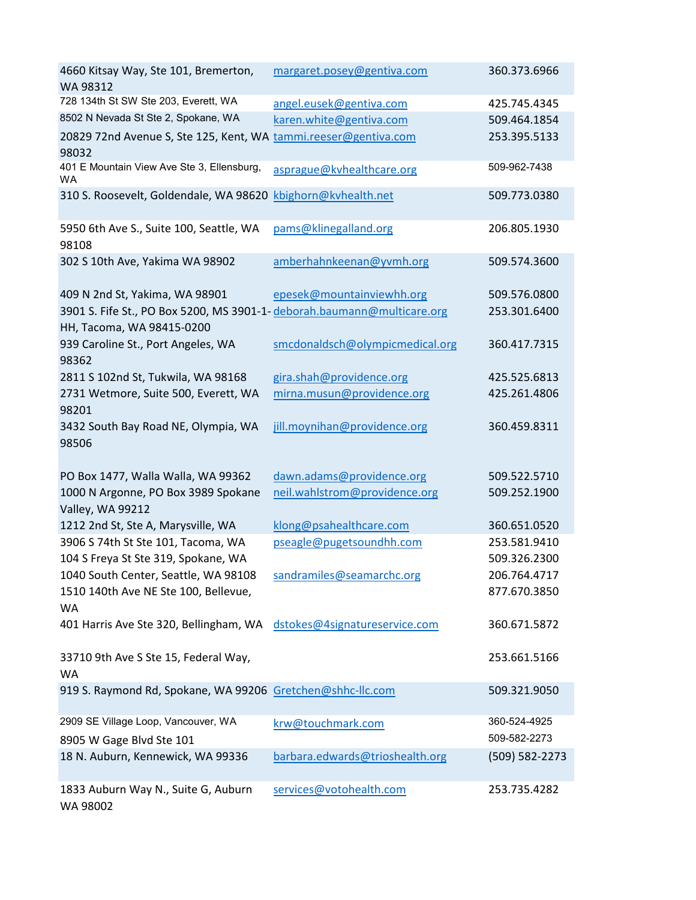| | | |
|---|---|---|
| 4660 Kitsay Way, Ste 101, Bremerton, WA 98312 | margaret.posey@gentiva.com | 360.373.6966 |
| 728 134th St SW Ste 203, Everett, WA | angel.eusek@gentiva.com | 425.745.4345 |
| 8502 N Nevada St Ste 2, Spokane, WA | karen.white@gentiva.com | 509.464.1854 |
| 20829 72nd Avenue S, Ste 125, Kent, WA 98032 | tammi.reeser@gentiva.com | 253.395.5133 |
| 401 E Mountain View Ave Ste 3, Ellensburg, WA | asprague@kvhealthcare.org | 509-962-7438 |
| 310 S. Roosevelt, Goldendale, WA 98620 | kbighorn@kvhealth.net | 509.773.0380 |
| 5950 6th Ave S., Suite 100, Seattle, WA 98108 | pams@klinegalland.org | 206.805.1930 |
| 302 S 10th Ave, Yakima WA 98902 | amberhahnkeenan@yvmh.org | 509.574.3600 |
| 409 N 2nd St, Yakima, WA 98901 | epesek@mountainviewhh.org | 509.576.0800 |
| 3901 S. Fife St., PO Box 5200, MS 3901-1-HH, Tacoma, WA 98415-0200 | deborah.baumann@multicare.org | 253.301.6400 |
| 939 Caroline St., Port Angeles, WA 98362 | smcdonaldsch@olympicmedical.org | 360.417.7315 |
| 2811 S 102nd St, Tukwila, WA 98168 | gira.shah@providence.org | 425.525.6813 |
| 2731 Wetmore, Suite 500, Everett, WA 98201 | mirna.musun@providence.org | 425.261.4806 |
| 3432 South Bay Road NE, Olympia, WA 98506 | jill.moynihan@providence.org | 360.459.8311 |
| PO Box 1477, Walla Walla, WA 99362 | dawn.adams@providence.org | 509.522.5710 |
| 1000 N Argonne, PO Box 3989 Spokane Valley, WA 99212 | neil.wahlstrom@providence.org | 509.252.1900 |
| 1212 2nd St, Ste A, Marysville, WA | klong@psahealthcare.com | 360.651.0520 |
| 3906 S 74th St Ste 101, Tacoma, WA | pseagle@pugetsoundhh.com | 253.581.9410 |
| 104 S Freya St Ste 319, Spokane, WA | | 509.326.2300 |
| 1040 South Center, Seattle, WA 98108 | sandramiles@seamarchc.org | 206.764.4717 |
| 1510 140th Ave NE Ste 100, Bellevue, WA | | 877.670.3850 |
| 401 Harris Ave Ste 320, Bellingham, WA | dstokes@4signatureservice.com | 360.671.5872 |
| 33710 9th Ave S Ste 15, Federal Way, WA | | 253.661.5166 |
| 919 S. Raymond Rd, Spokane, WA 99206 | Gretchen@shhc-llc.com | 509.321.9050 |
| 2909 SE Village Loop, Vancouver, WA | krw@touchmark.com | 360-524-4925 |
| 8905 W Gage Blvd Ste 101 | | 509-582-2273 |
| 18 N. Auburn, Kennewick, WA 99336 | barbara.edwards@trioshealth.org | (509) 582-2273 |
| 1833 Auburn Way N., Suite G, Auburn WA 98002 | services@votohealth.com | 253.735.4282 |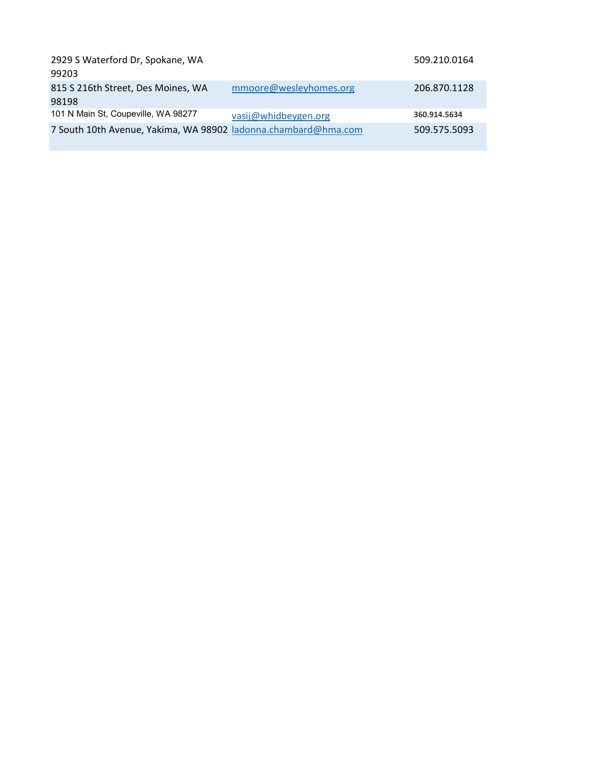| | | |
|---|---|---|
| 2929 S Waterford Dr, Spokane, WA 99203 | | 509.210.0164 |
| 815 S 216th Street, Des Moines, WA 98198 | mmoore@wesleyhomes.org | 206.870.1128 |
| 101 N Main St, Coupeville, WA 98277 | vasij@whidbeygen.org | 360.914.5634 |
| 7 South 10th Avenue, Yakima, WA 98902 | ladonna.chambard@hma.com | 509.575.5093 |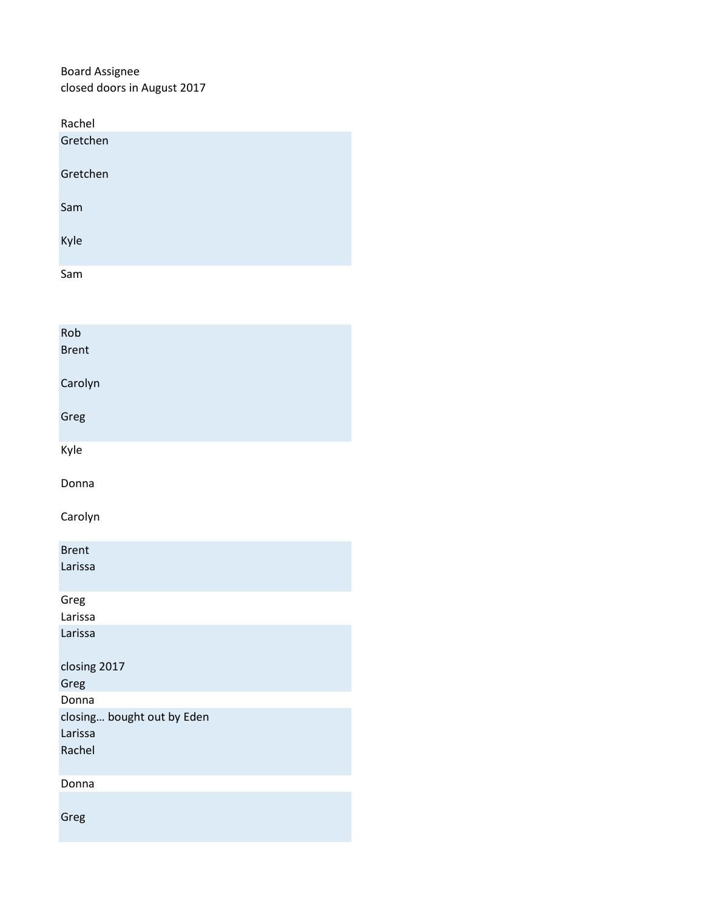Board Assignee
closed doors in August 2017

Rachel
Gretchen

Gretchen

Sam

Kyle

Sam

Rob
Brent

Carolyn

Greg

Kyle

Donna

Carolyn

Brent
Larissa

Greg
Larissa
Larissa

closing 2017
Greg
Donna
closing… bought out by Eden
Larissa
Rachel

Donna

Greg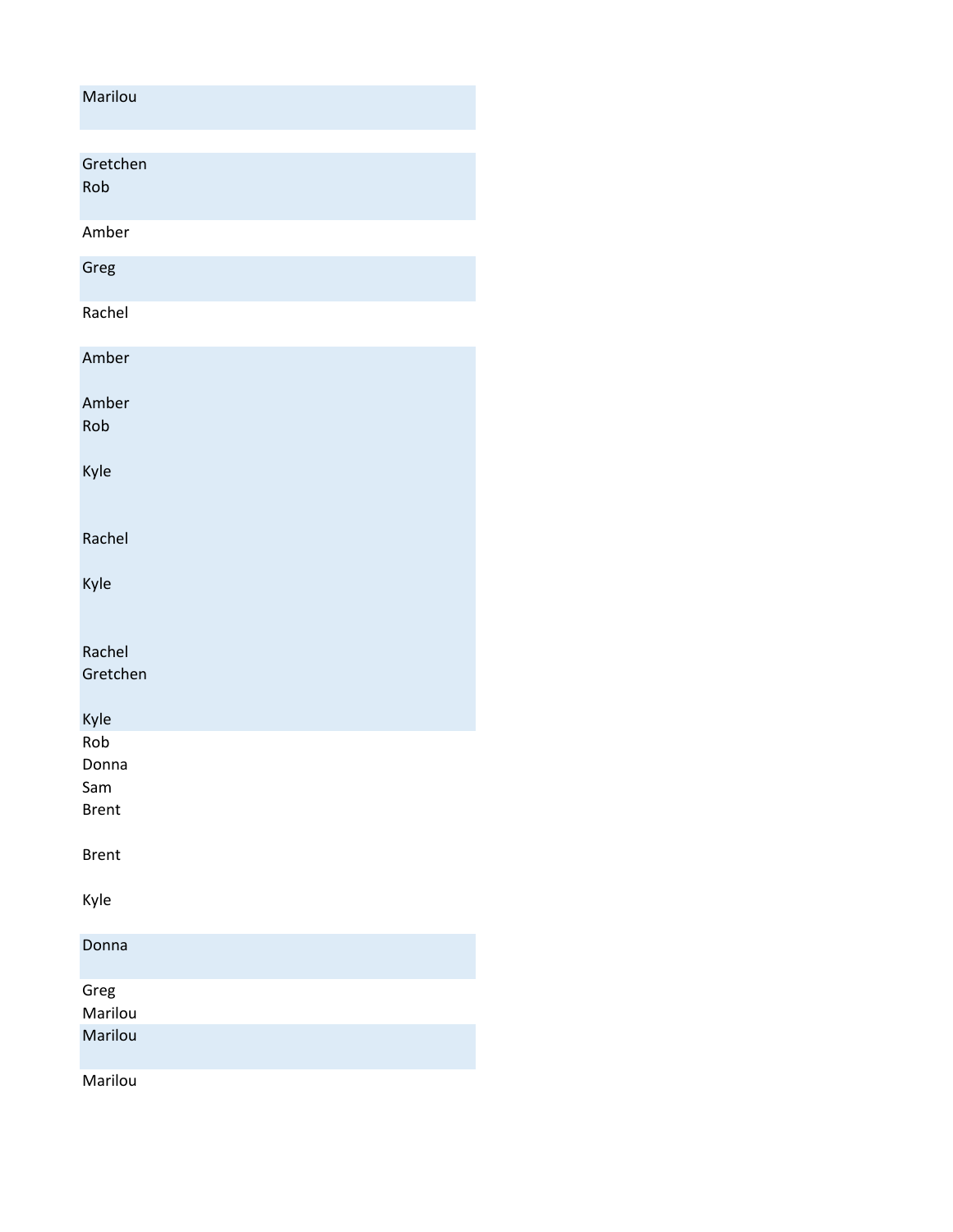Marilou

Gretchen
Rob

Amber

Greg

Rachel

Amber

Amber
Rob

Kyle

Rachel

Kyle

Rachel
Gretchen

Kyle
Rob
Donna
Sam
Brent

Brent

Kyle

Donna

Greg
Marilou
Marilou

Marilou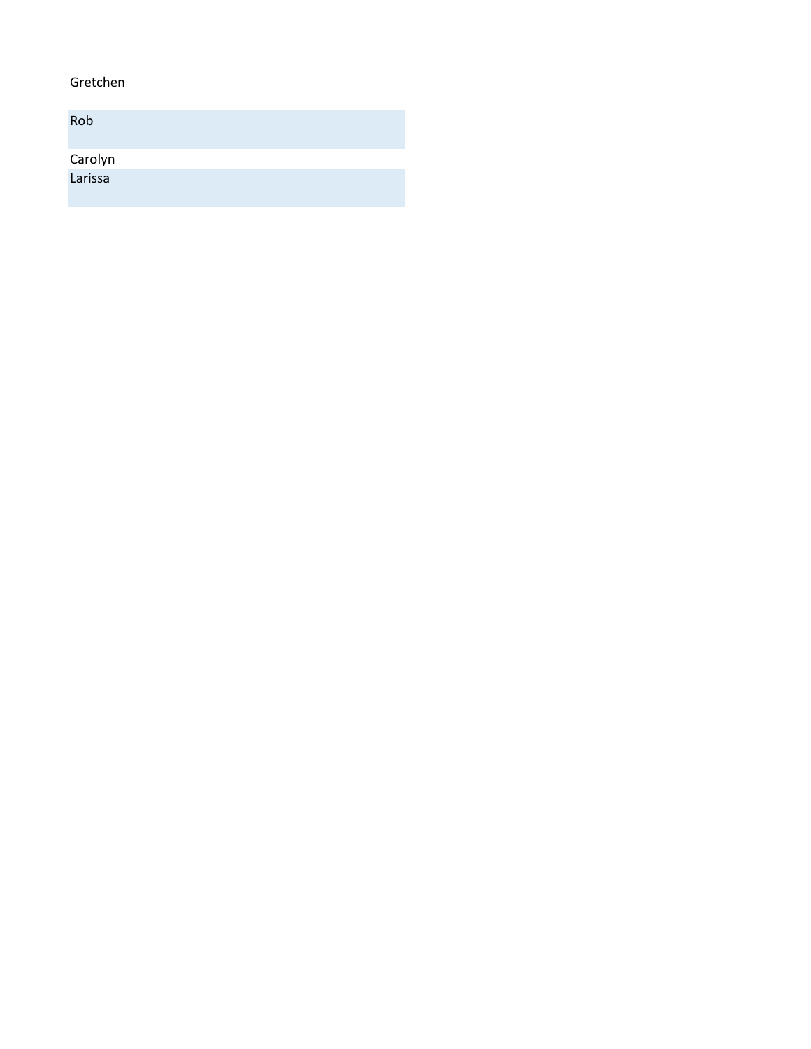Gretchen

Rob

Carolyn

Larissa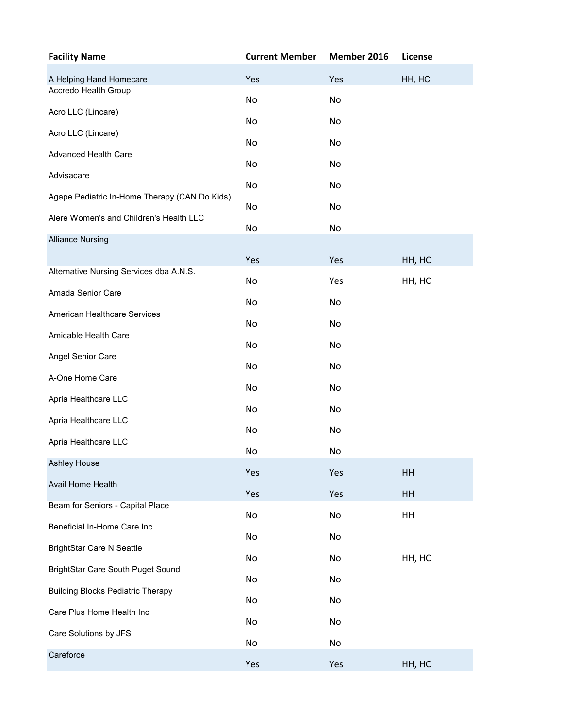| Facility Name | Current Member | Member 2016 | License |
| --- | --- | --- | --- |
| A Helping Hand Homecare | Yes | Yes | HH, HC |
| Accredo Health Group | No | No | |
| Acro LLC (Lincare) | No | No | |
| Acro LLC (Lincare) | No | No | |
| Advanced Health Care | No | No | |
| Advisacare | No | No | |
| Agape Pediatric In-Home Therapy (CAN Do Kids) | No | No | |
| Alere Women's and Children's Health LLC | No | No | |
| Alliance Nursing | Yes | Yes | HH, HC |
| Alternative Nursing Services dba A.N.S. | No | Yes | HH, HC |
| Amada Senior Care | No | No | |
| American Healthcare Services | No | No | |
| Amicable Health Care | No | No | |
| Angel Senior Care | No | No | |
| A-One Home Care | No | No | |
| Apria Healthcare LLC | No | No | |
| Apria Healthcare LLC | No | No | |
| Apria Healthcare LLC | No | No | |
| Ashley House | Yes | Yes | HH |
| Avail Home Health | Yes | Yes | HH |
| Beam for Seniors - Capital Place | No | No | HH |
| Beneficial In-Home Care Inc | No | No | |
| BrightStar Care N Seattle | No | No | HH, HC |
| BrightStar Care South Puget Sound | No | No | |
| Building Blocks Pediatric Therapy | No | No | |
| Care Plus Home Health Inc | No | No | |
| Care Solutions by JFS | No | No | |
| Careforce | Yes | Yes | HH, HC |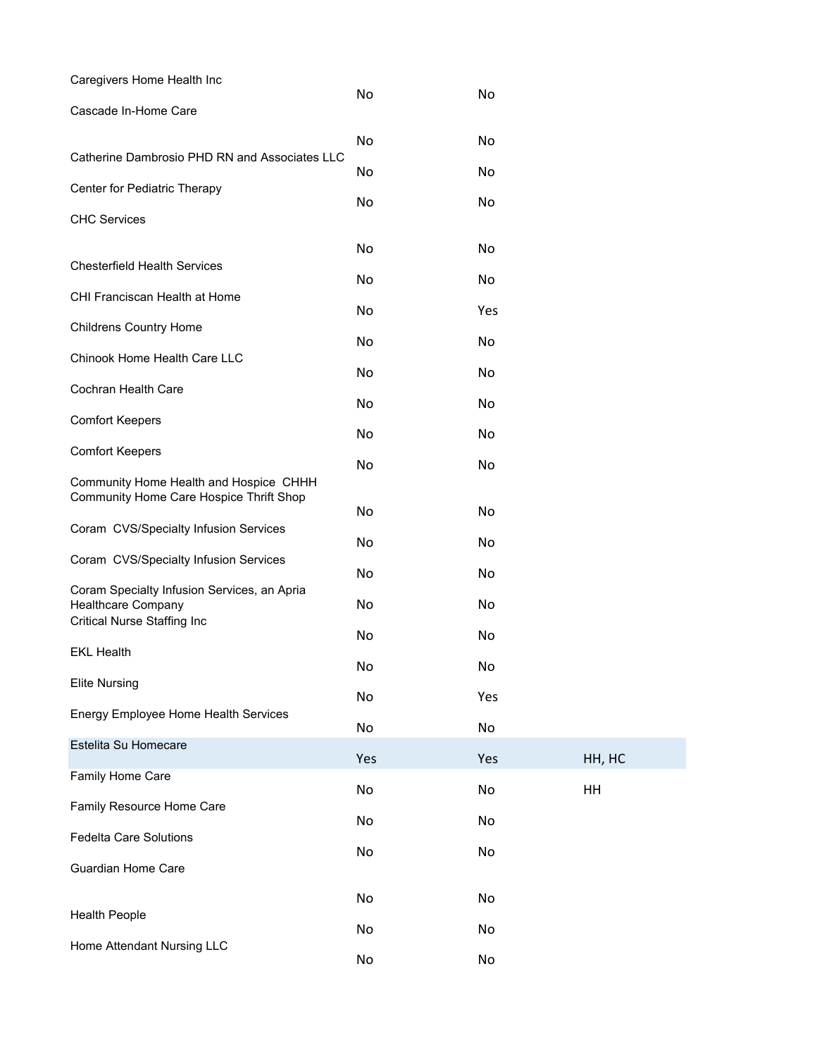| | | | |
|---|---|---|---|
| Caregivers Home Health Inc | No | No | |
| Cascade In-Home Care | No | No | |
| Catherine Dambrosio PHD RN and Associates LLC | No | No | |
| Center for Pediatric Therapy | No | No | |
| CHC Services | No | No | |
| Chesterfield Health Services | No | No | |
| CHI Franciscan Health at Home | No | Yes | |
| Childrens Country Home | No | No | |
| Chinook Home Health Care LLC | No | No | |
| Cochran Health Care | No | No | |
| Comfort Keepers | No | No | |
| Comfort Keepers | No | No | |
| Community Home Health and Hospice CHHH Community Home Care Hospice Thrift Shop | No | No | |
| Coram CVS/Specialty Infusion Services | No | No | |
| Coram CVS/Specialty Infusion Services | No | No | |
| Coram Specialty Infusion Services, an Apria Healthcare Company | No | No | |
| Critical Nurse Staffing Inc | No | No | |
| EKL Health | No | No | |
| Elite Nursing | No | Yes | |
| Energy Employee Home Health Services | No | No | |
| Estelita Su Homecare | Yes | Yes | HH, HC |
| Family Home Care | No | No | HH |
| Family Resource Home Care | No | No | |
| Fedelta Care Solutions | No | No | |
| Guardian Home Care | No | No | |
| Health People | No | No | |
| Home Attendant Nursing LLC | No | No | |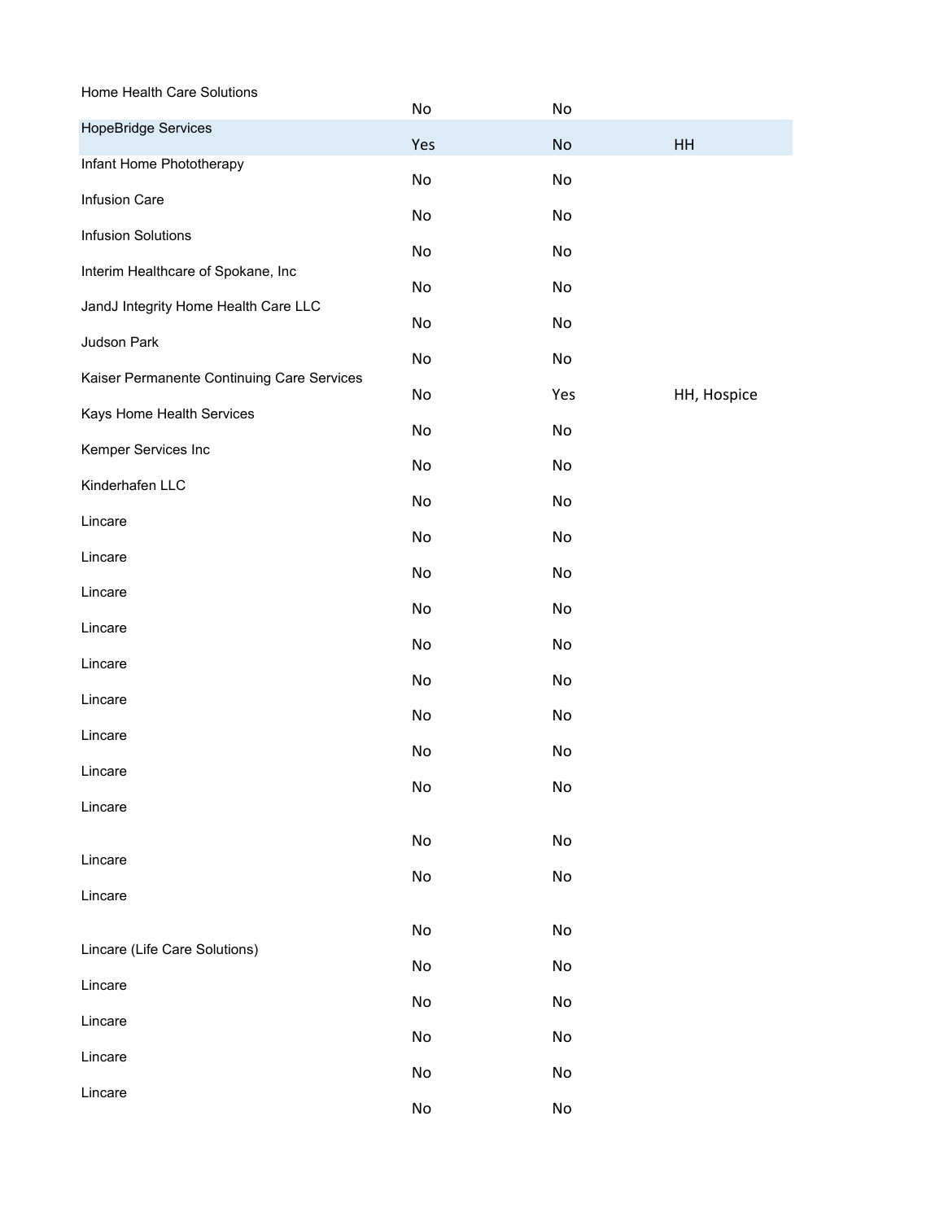| | | | |
|---|---|---|---|
| Home Health Care Solutions | No | No | |
| HopeBridge Services | Yes | No | HH |
| Infant Home Phototherapy | No | No | |
| Infusion Care | No | No | |
| Infusion Solutions | No | No | |
| Interim Healthcare of Spokane, Inc | No | No | |
| JandJ Integrity Home Health Care LLC | No | No | |
| Judson Park | No | No | |
| Kaiser Permanente Continuing Care Services | No | Yes | HH, Hospice |
| Kays Home Health Services | No | No | |
| Kemper Services Inc | No | No | |
| Kinderhafen LLC | No | No | |
| Lincare | No | No | |
| Lincare | No | No | |
| Lincare | No | No | |
| Lincare | No | No | |
| Lincare | No | No | |
| Lincare | No | No | |
| Lincare | No | No | |
| Lincare | No | No | |
| Lincare | No | No | |
| Lincare | No | No | |
| Lincare | No | No | |
| Lincare (Life Care Solutions) | No | No | |
| Lincare | No | No | |
| Lincare | No | No | |
| Lincare | No | No | |
| Lincare | No | No | |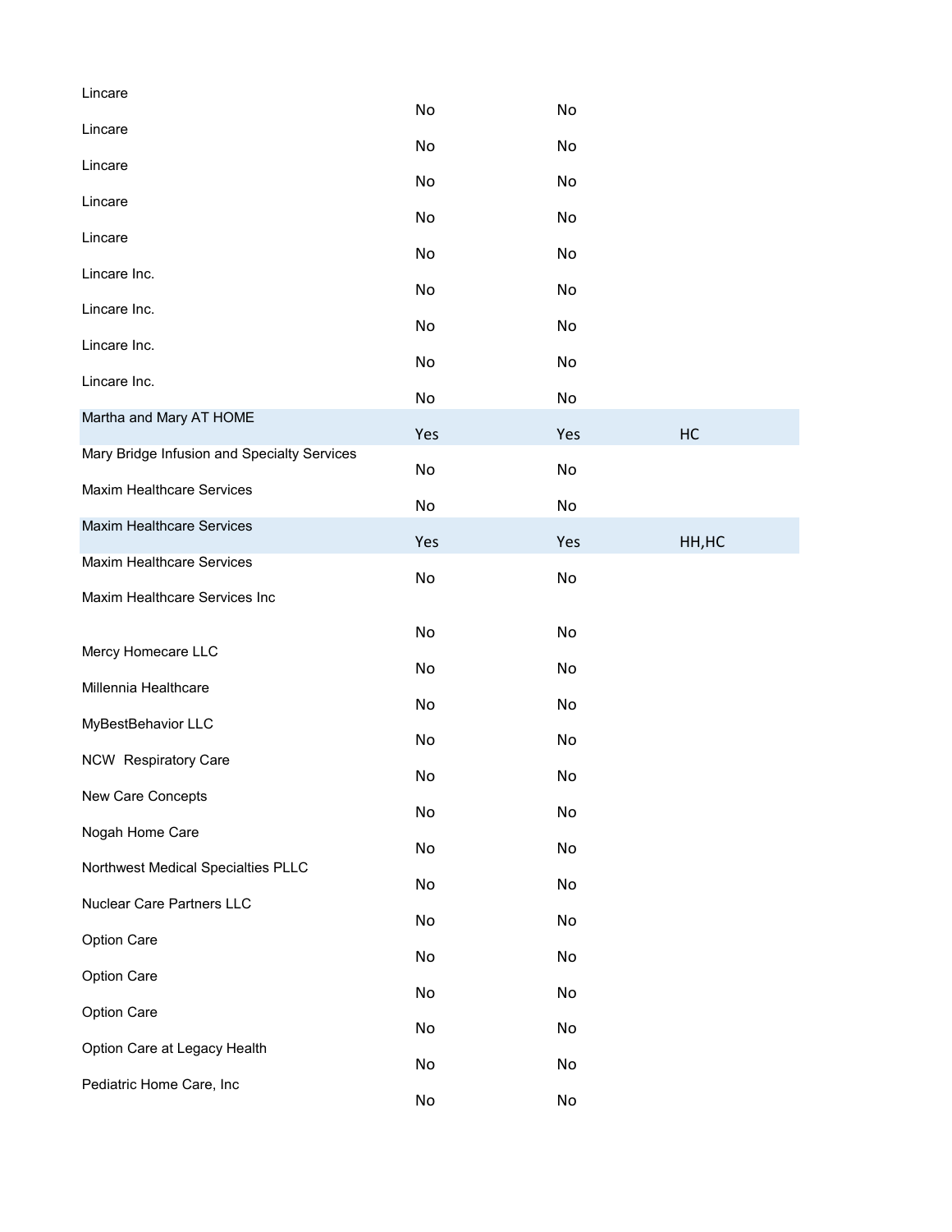| | | | |
|---|---|---|---|
| Lincare | No | No | |
| Lincare | No | No | |
| Lincare | No | No | |
| Lincare | No | No | |
| Lincare | No | No | |
| Lincare Inc. | No | No | |
| Lincare Inc. | No | No | |
| Lincare Inc. | No | No | |
| Lincare Inc. | No | No | |
| Martha and Mary AT HOME | Yes | Yes | HC |
| Mary Bridge Infusion and Specialty Services | No | No | |
| Maxim Healthcare Services | No | No | |
| Maxim Healthcare Services | Yes | Yes | HH,HC |
| Maxim Healthcare Services | No | No | |
| Maxim Healthcare Services Inc | No | No | |
| Mercy Homecare LLC | No | No | |
| Millennia Healthcare | No | No | |
| MyBestBehavior LLC | No | No | |
| NCW Respiratory Care | No | No | |
| New Care Concepts | No | No | |
| Nogah Home Care | No | No | |
| Northwest Medical Specialties PLLC | No | No | |
| Nuclear Care Partners LLC | No | No | |
| Option Care | No | No | |
| Option Care | No | No | |
| Option Care | No | No | |
| Option Care at Legacy Health | No | No | |
| Pediatric Home Care, Inc | No | No | |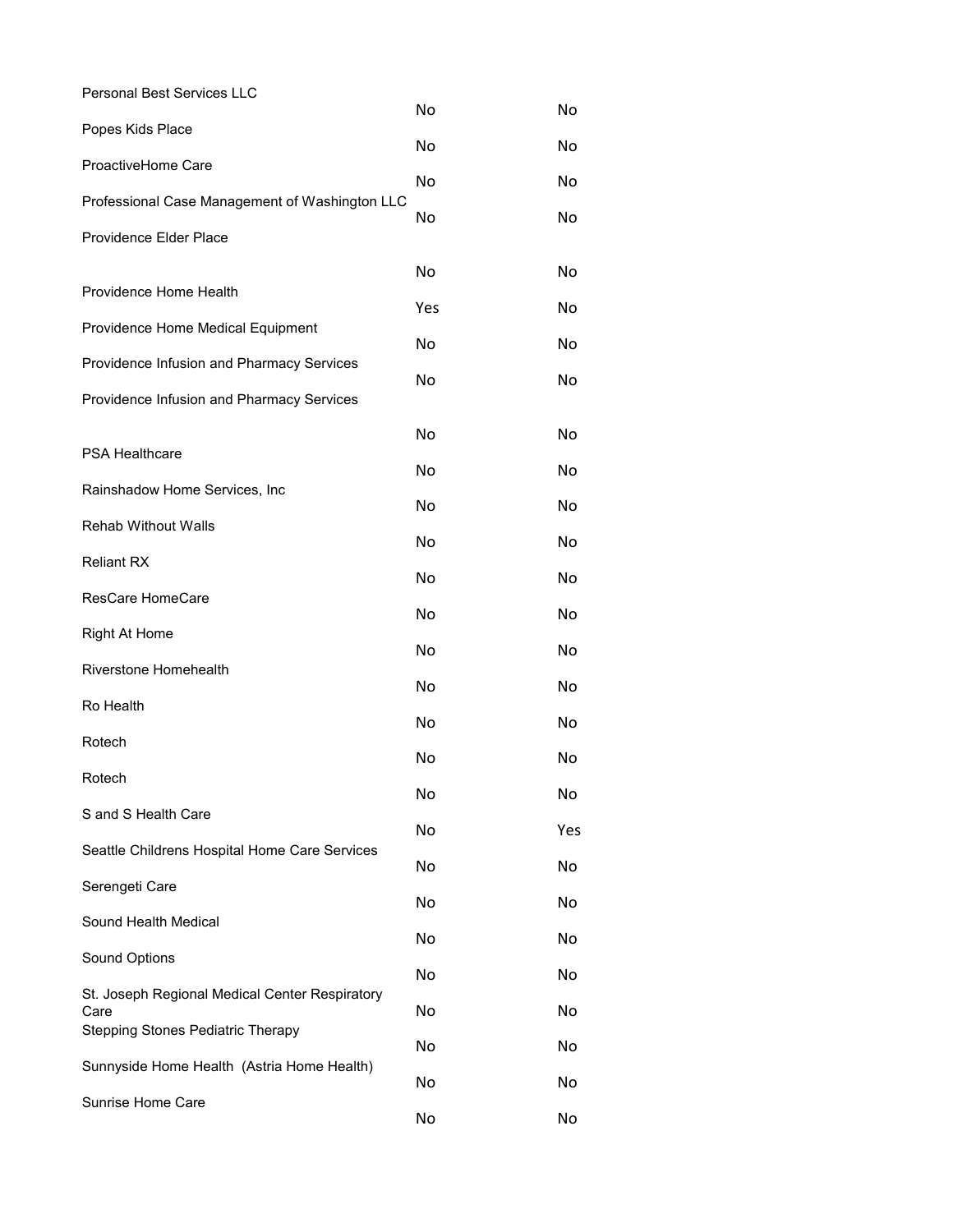| | | |
|---|---|---|
| Personal Best Services LLC | No | No |
| Popes Kids Place | No | No |
| ProactiveHome Care | No | No |
| Professional Case Management of Washington LLC | No | No |
| Providence Elder Place | No | No |
| Providence Home Health | Yes | No |
| Providence Home Medical Equipment | No | No |
| Providence Infusion and Pharmacy Services | No | No |
| Providence Infusion and Pharmacy Services | No | No |
| PSA Healthcare | No | No |
| Rainshadow Home Services, Inc | No | No |
| Rehab Without Walls | No | No |
| Reliant RX | No | No |
| ResCare HomeCare | No | No |
| Right At Home | No | No |
| Riverstone Homehealth | No | No |
| Ro Health | No | No |
| Rotech | No | No |
| Rotech | No | No |
| S and S Health Care | No | Yes |
| Seattle Childrens Hospital Home Care Services | No | No |
| Serengeti Care | No | No |
| Sound Health Medical | No | No |
| Sound Options | No | No |
| St. Joseph Regional Medical Center Respiratory Care | No | No |
| Stepping Stones Pediatric Therapy | No | No |
| Sunnyside Home Health (Astria Home Health) | No | No |
| Sunrise Home Care | No | No |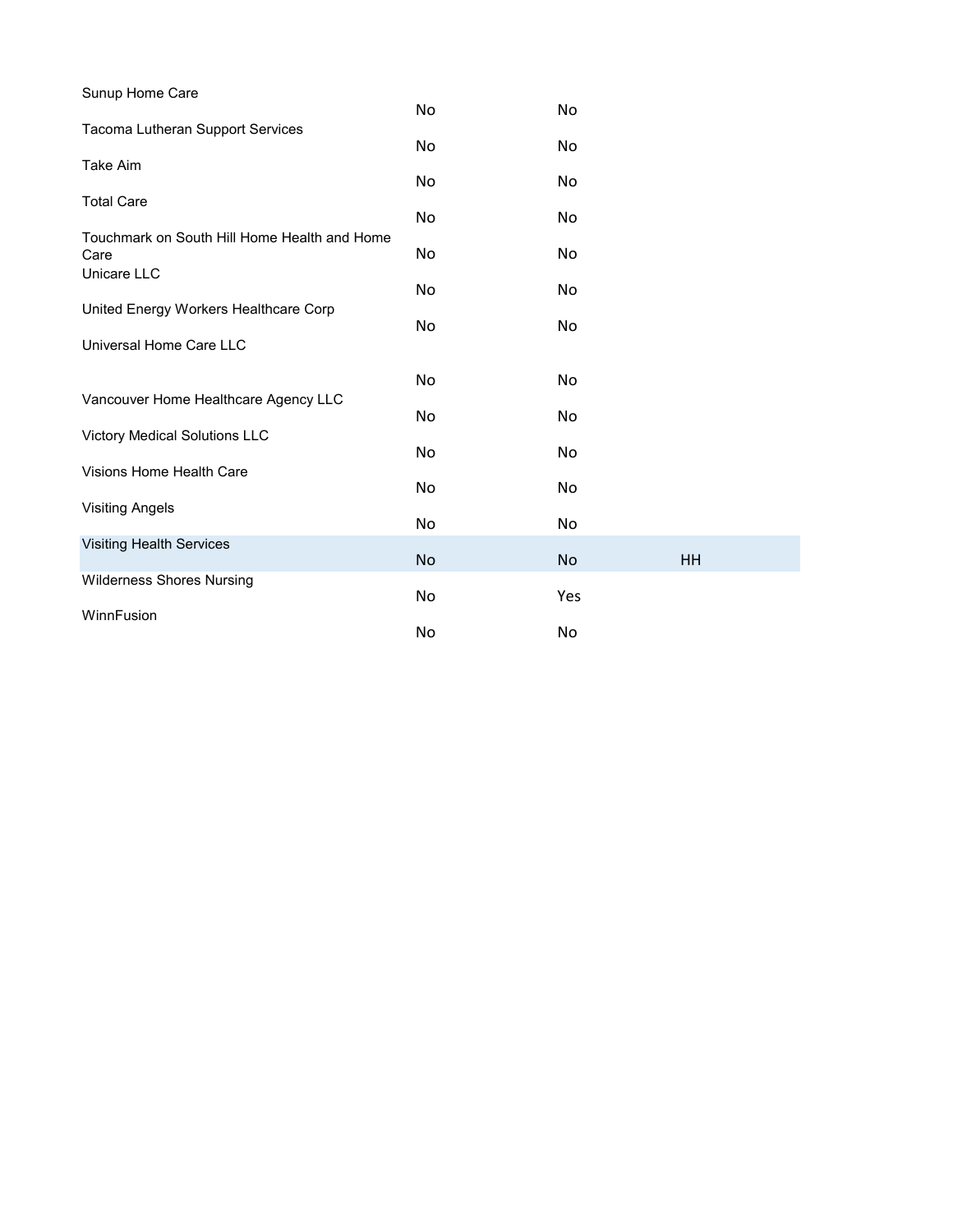| | | | |
|---|---|---|---|
| Sunup Home Care | No | No | |
| Tacoma Lutheran Support Services | No | No | |
| Take Aim | No | No | |
| Total Care | No | No | |
| Touchmark on South Hill Home Health and Home Care | No | No | |
| Unicare LLC | No | No | |
| United Energy Workers Healthcare Corp | No | No | |
| Universal Home Care LLC | No | No | |
| Vancouver Home Healthcare Agency LLC | No | No | |
| Victory Medical Solutions LLC | No | No | |
| Visions Home Health Care | No | No | |
| Visiting Angels | No | No | |
| Visiting Health Services | No | No | HH |
| Wilderness Shores Nursing | No | Yes | |
| WinnFusion | No | No | |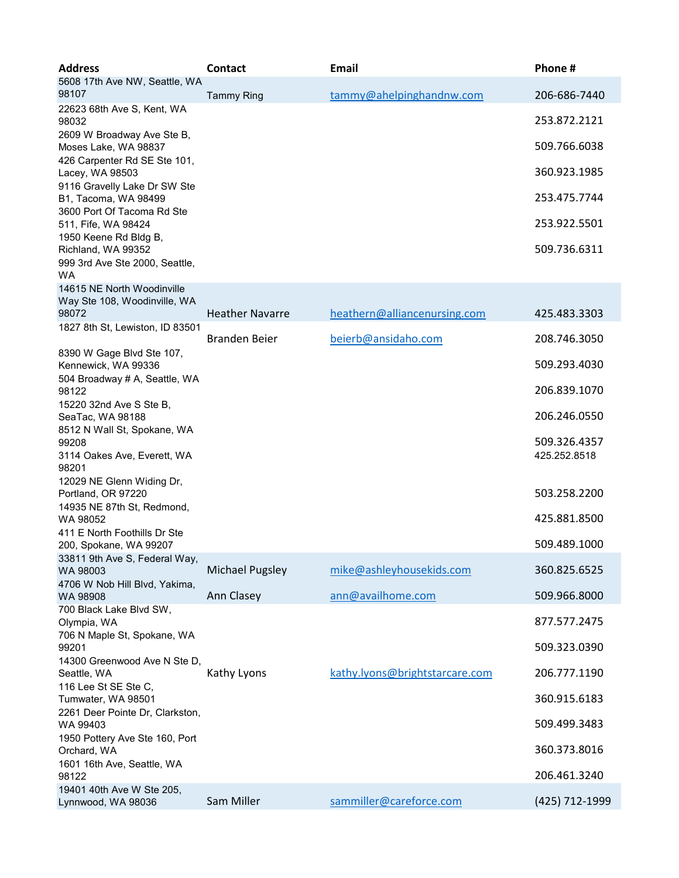| Address | Contact | Email | Phone # |
|---|---|---|---|
| 5608 17th Ave NW, Seattle, WA 98107 | Tammy Ring | tammy@ahelpinghandnw.com | 206-686-7440 |
| 22623 68th Ave S, Kent, WA 98032 | | | 253.872.2121 |
| 2609 W Broadway Ave Ste B, Moses Lake, WA 98837 | | | 509.766.6038 |
| 426 Carpenter Rd SE Ste 101, Lacey, WA 98503 | | | 360.923.1985 |
| 9116 Gravelly Lake Dr SW Ste B1, Tacoma, WA 98499 | | | 253.475.7744 |
| 3600 Port Of Tacoma Rd Ste 511, Fife, WA 98424 | | | 253.922.5501 |
| 1950 Keene Rd Bldg B, Richland, WA 99352 | | | 509.736.6311 |
| 999 3rd Ave Ste 2000, Seattle, WA | | | |
| 14615 NE North Woodinville Way Ste 108, Woodinville, WA 98072 | Heather Navarre | heathern@alliancenursing.com | 425.483.3303 |
| 1827 8th St, Lewiston, ID 83501 | Branden Beier | beierb@ansidaho.com | 208.746.3050 |
| 8390 W Gage Blvd Ste 107, Kennewick, WA 99336 | | | 509.293.4030 |
| 504 Broadway # A, Seattle, WA 98122 | | | 206.839.1070 |
| 15220 32nd Ave S Ste B, SeaTac, WA 98188 | | | 206.246.0550 |
| 8512 N Wall St, Spokane, WA 99208 | | | 509.326.4357 |
| 3114 Oakes Ave, Everett, WA 98201 | | | 425.252.8518 |
| 12029 NE Glenn Widing Dr, Portland, OR 97220 | | | 503.258.2200 |
| 14935 NE 87th St, Redmond, WA 98052 | | | 425.881.8500 |
| 411 E North Foothills Dr Ste 200, Spokane, WA 99207 | | | 509.489.1000 |
| 33811 9th Ave S, Federal Way, WA 98003 | Michael Pugsley | mike@ashleyhousekids.com | 360.825.6525 |
| 4706 W Nob Hill Blvd, Yakima, WA 98908 | Ann Clasey | ann@availhome.com | 509.966.8000 |
| 700 Black Lake Blvd SW, Olympia, WA | | | 877.577.2475 |
| 706 N Maple St, Spokane, WA 99201 | | | 509.323.0390 |
| 14300 Greenwood Ave N Ste D, Seattle, WA | Kathy Lyons | kathy.lyons@brightstarcare.com | 206.777.1190 |
| 116 Lee St SE Ste C, Tumwater, WA 98501 | | | 360.915.6183 |
| 2261 Deer Pointe Dr, Clarkston, WA 99403 | | | 509.499.3483 |
| 1950 Pottery Ave Ste 160, Port Orchard, WA | | | 360.373.8016 |
| 1601 16th Ave, Seattle, WA 98122 | | | 206.461.3240 |
| 19401 40th Ave W Ste 205, Lynnwood, WA 98036 | Sam Miller | sammiller@careforce.com | (425) 712-1999 |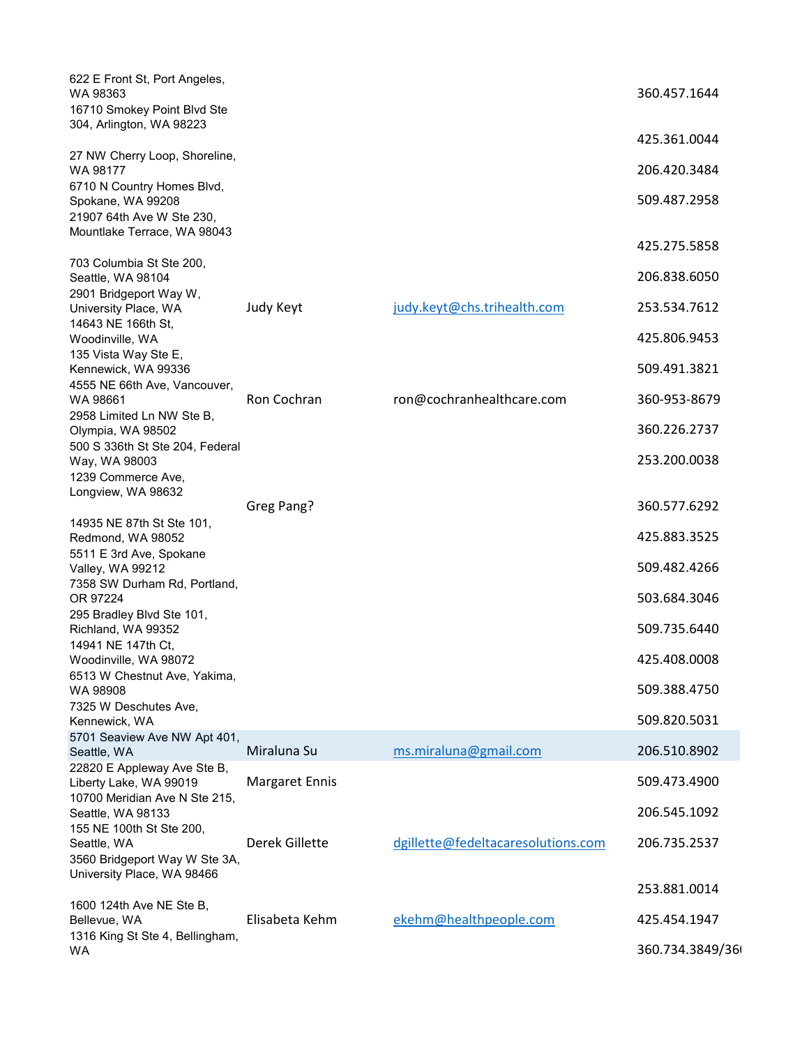| | | | |
|---|---|---|---|
| 622 E Front St, Port Angeles, WA 98363 | | | 360.457.1644 |
| 16710 Smokey Point Blvd Ste 304, Arlington, WA 98223 | | | 425.361.0044 |
| 27 NW Cherry Loop, Shoreline, WA 98177 | | | 206.420.3484 |
| 6710 N Country Homes Blvd, Spokane, WA 99208 | | | 509.487.2958 |
| 21907 64th Ave W Ste 230, Mountlake Terrace, WA 98043 | | | 425.275.5858 |
| 703 Columbia St Ste 200, Seattle, WA 98104 | | | 206.838.6050 |
| 2901 Bridgeport Way W, University Place, WA | Judy Keyt | judy.keyt@chs.trihealth.com | 253.534.7612 |
| 14643 NE 166th St, Woodinville, WA | | | 425.806.9453 |
| 135 Vista Way Ste E, Kennewick, WA 99336 | | | 509.491.3821 |
| 4555 NE 66th Ave, Vancouver, WA 98661 | Ron Cochran | ron@cochranhealthcare.com | 360-953-8679 |
| 2958 Limited Ln NW Ste B, Olympia, WA 98502 | | | 360.226.2737 |
| 500 S 336th St Ste 204, Federal Way, WA 98003 | | | 253.200.0038 |
| 1239 Commerce Ave, Longview, WA 98632 | Greg Pang? | | 360.577.6292 |
| 14935 NE 87th St Ste 101, Redmond, WA 98052 | | | 425.883.3525 |
| 5511 E 3rd Ave, Spokane Valley, WA 99212 | | | 509.482.4266 |
| 7358 SW Durham Rd, Portland, OR 97224 | | | 503.684.3046 |
| 295 Bradley Blvd Ste 101, Richland, WA 99352 | | | 509.735.6440 |
| 14941 NE 147th Ct, Woodinville, WA 98072 | | | 425.408.0008 |
| 6513 W Chestnut Ave, Yakima, WA 98908 | | | 509.388.4750 |
| 7325 W Deschutes Ave, Kennewick, WA | | | 509.820.5031 |
| 5701 Seaview Ave NW Apt 401, Seattle, WA | Miraluna Su | ms.miraluna@gmail.com | 206.510.8902 |
| 22820 E Appleway Ave Ste B, Liberty Lake, WA 99019 | Margaret Ennis | | 509.473.4900 |
| 10700 Meridian Ave N Ste 215, Seattle, WA 98133 | | | 206.545.1092 |
| 155 NE 100th St Ste 200, Seattle, WA | Derek Gillette | dgillette@fedeltacaresolutions.com | 206.735.2537 |
| 3560 Bridgeport Way W Ste 3A, University Place, WA 98466 | | | 253.881.0014 |
| 1600 124th Ave NE Ste B, Bellevue, WA | Elisabeta Kehm | ekehm@healthpeople.com | 425.454.1947 |
| 1316 King St Ste 4, Bellingham, WA | | | 360.734.3849/36 |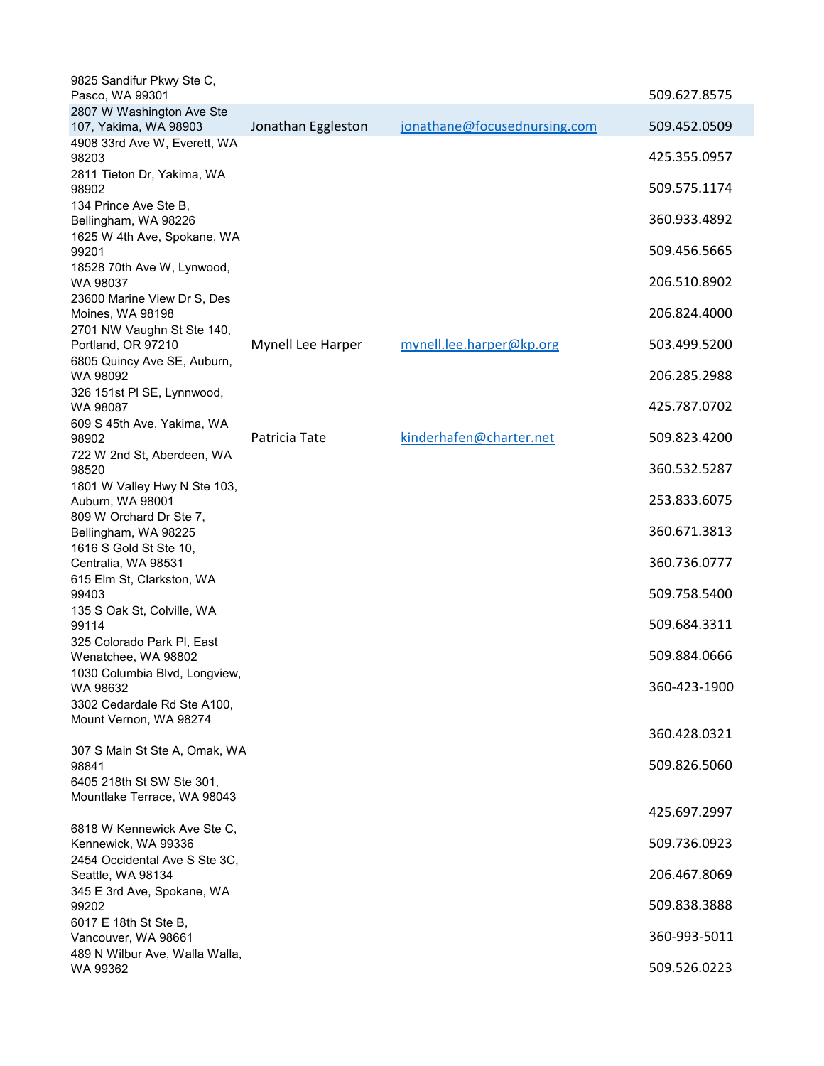| | | | |
|---|---|---|---|
| 9825 Sandifur Pkwy Ste C, Pasco, WA 99301 | | | 509.627.8575 |
| 2807 W Washington Ave Ste 107, Yakima, WA 98903 | Jonathan Eggleston | jonathane@focusednursing.com | 509.452.0509 |
| 4908 33rd Ave W, Everett, WA 98203 | | | 425.355.0957 |
| 2811 Tieton Dr, Yakima, WA 98902 | | | 509.575.1174 |
| 134 Prince Ave Ste B, Bellingham, WA 98226 | | | 360.933.4892 |
| 1625 W 4th Ave, Spokane, WA 99201 | | | 509.456.5665 |
| 18528 70th Ave W, Lynwood, WA 98037 | | | 206.510.8902 |
| 23600 Marine View Dr S, Des Moines, WA 98198 | | | 206.824.4000 |
| 2701 NW Vaughn St Ste 140, Portland, OR 97210 | Mynell Lee Harper | mynell.lee.harper@kp.org | 503.499.5200 |
| 6805 Quincy Ave SE, Auburn, WA 98092 | | | 206.285.2988 |
| 326 151st Pl SE, Lynnwood, WA 98087 | | | 425.787.0702 |
| 609 S 45th Ave, Yakima, WA 98902 | Patricia Tate | kinderhafen@charter.net | 509.823.4200 |
| 722 W 2nd St, Aberdeen, WA 98520 | | | 360.532.5287 |
| 1801 W Valley Hwy N Ste 103, Auburn, WA 98001 | | | 253.833.6075 |
| 809 W Orchard Dr Ste 7, Bellingham, WA 98225 | | | 360.671.3813 |
| 1616 S Gold St Ste 10, Centralia, WA 98531 | | | 360.736.0777 |
| 615 Elm St, Clarkston, WA 99403 | | | 509.758.5400 |
| 135 S Oak St, Colville, WA 99114 | | | 509.684.3311 |
| 325 Colorado Park Pl, East Wenatchee, WA 98802 | | | 509.884.0666 |
| 1030 Columbia Blvd, Longview, WA 98632 | | | 360-423-1900 |
| 3302 Cedardale Rd Ste A100, Mount Vernon, WA 98274 | | | 360.428.0321 |
| 307 S Main St Ste A, Omak, WA 98841 | | | 509.826.5060 |
| 6405 218th St SW Ste 301, Mountlake Terrace, WA 98043 | | | 425.697.2997 |
| 6818 W Kennewick Ave Ste C, Kennewick, WA 99336 | | | 509.736.0923 |
| 2454 Occidental Ave S Ste 3C, Seattle, WA 98134 | | | 206.467.8069 |
| 345 E 3rd Ave, Spokane, WA 99202 | | | 509.838.3888 |
| 6017 E 18th St Ste B, Vancouver, WA 98661 | | | 360-993-5011 |
| 489 N Wilbur Ave, Walla Walla, WA 99362 | | | 509.526.0223 |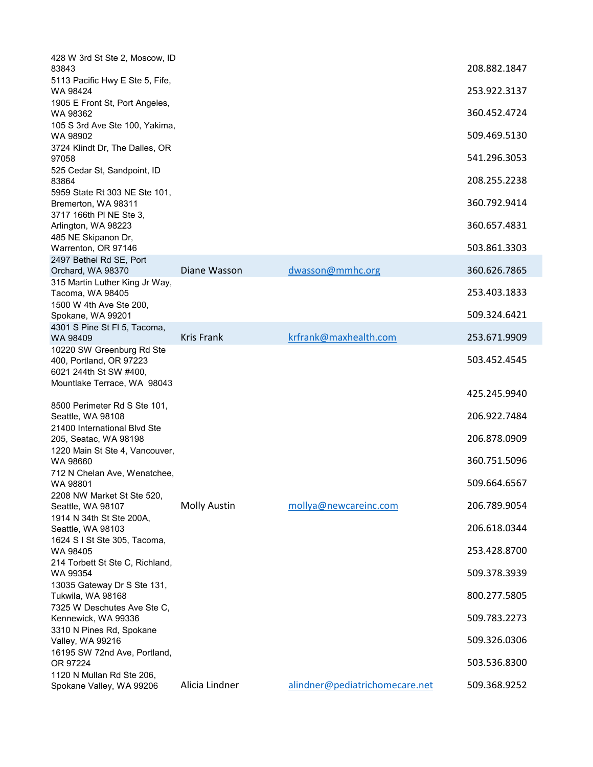| | | | |
|---|---|---|---|
| 428 W 3rd St Ste 2, Moscow, ID 83843 | | | 208.882.1847 |
| 5113 Pacific Hwy E Ste 5, Fife, WA 98424 | | | 253.922.3137 |
| 1905 E Front St, Port Angeles, WA 98362 | | | 360.452.4724 |
| 105 S 3rd Ave Ste 100, Yakima, WA 98902 | | | 509.469.5130 |
| 3724 Klindt Dr, The Dalles, OR 97058 | | | 541.296.3053 |
| 525 Cedar St, Sandpoint, ID 83864 | | | 208.255.2238 |
| 5959 State Rt 303 NE Ste 101, Bremerton, WA 98311 | | | 360.792.9414 |
| 3717 166th Pl NE Ste 3, Arlington, WA 98223 | | | 360.657.4831 |
| 485 NE Skipanon Dr, Warrenton, OR 97146 | | | 503.861.3303 |
| 2497 Bethel Rd SE, Port Orchard, WA 98370 | Diane Wasson | dwasson@mmhc.org | 360.626.7865 |
| 315 Martin Luther King Jr Way, Tacoma, WA 98405 | | | 253.403.1833 |
| 1500 W 4th Ave Ste 200, Spokane, WA 99201 | | | 509.324.6421 |
| 4301 S Pine St Fl 5, Tacoma, WA 98409 | Kris Frank | krfrank@maxhealth.com | 253.671.9909 |
| 10220 SW Greenburg Rd Ste 400, Portland, OR 97223 | | | 503.452.4545 |
| 6021 244th St SW #400, Mountlake Terrace, WA 98043 | | | 425.245.9940 |
| 8500 Perimeter Rd S Ste 101, Seattle, WA 98108 | | | 206.922.7484 |
| 21400 International Blvd Ste 205, Seatac, WA 98198 | | | 206.878.0909 |
| 1220 Main St Ste 4, Vancouver, WA 98660 | | | 360.751.5096 |
| 712 N Chelan Ave, Wenatchee, WA 98801 | | | 509.664.6567 |
| 2208 NW Market St Ste 520, Seattle, WA 98107 | Molly Austin | mollya@newcareinc.com | 206.789.9054 |
| 1914 N 34th St Ste 200A, Seattle, WA 98103 | | | 206.618.0344 |
| 1624 S I St Ste 305, Tacoma, WA 98405 | | | 253.428.8700 |
| 214 Torbett St Ste C, Richland, WA 99354 | | | 509.378.3939 |
| 13035 Gateway Dr S Ste 131, Tukwila, WA 98168 | | | 800.277.5805 |
| 7325 W Deschutes Ave Ste C, Kennewick, WA 99336 | | | 509.783.2273 |
| 3310 N Pines Rd, Spokane Valley, WA 99216 | | | 509.326.0306 |
| 16195 SW 72nd Ave, Portland, OR 97224 | | | 503.536.8300 |
| 1120 N Mullan Rd Ste 206, Spokane Valley, WA 99206 | Alicia Lindner | alindner@pediatrichomecare.net | 509.368.9252 |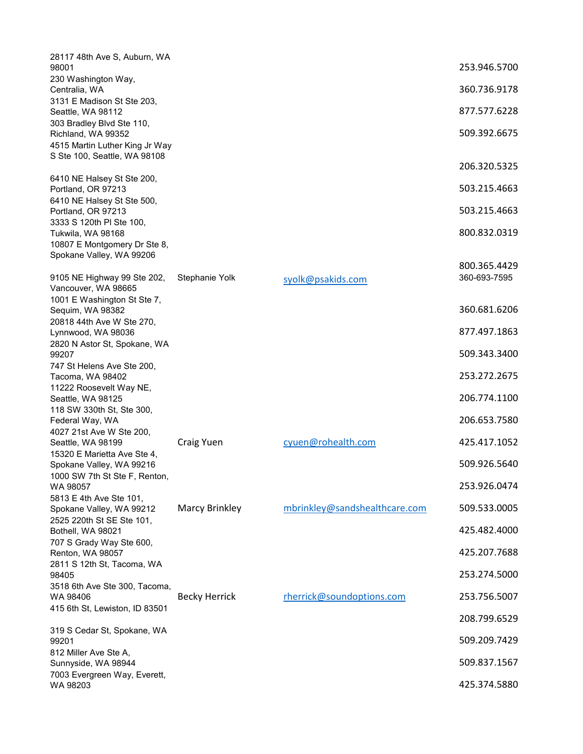| | | | |
|---|---|---|---|
| 28117 48th Ave S, Auburn, WA 98001 | | | 253.946.5700 |
| 230 Washington Way, Centralia, WA | | | 360.736.9178 |
| 3131 E Madison St Ste 203, Seattle, WA 98112 | | | 877.577.6228 |
| 303 Bradley Blvd Ste 110, Richland, WA 99352 | | | 509.392.6675 |
| 4515 Martin Luther King Jr Way S Ste 100, Seattle, WA 98108 | | | 206.320.5325 |
| 6410 NE Halsey St Ste 200, Portland, OR 97213 | | | 503.215.4663 |
| 6410 NE Halsey St Ste 500, Portland, OR 97213 | | | 503.215.4663 |
| 3333 S 120th Pl Ste 100, Tukwila, WA 98168 | | | 800.832.0319 |
| 10807 E Montgomery Dr Ste 8, Spokane Valley, WA 99206 | | | 800.365.4429 |
| 9105 NE Highway 99 Ste 202, Vancouver, WA 98665 | Stephanie Yolk | syolk@psakids.com | 360-693-7595 |
| 1001 E Washington St Ste 7, Sequim, WA 98382 | | | 360.681.6206 |
| 20818 44th Ave W Ste 270, Lynnwood, WA 98036 | | | 877.497.1863 |
| 2820 N Astor St, Spokane, WA 99207 | | | 509.343.3400 |
| 747 St Helens Ave Ste 200, Tacoma, WA 98402 | | | 253.272.2675 |
| 11222 Roosevelt Way NE, Seattle, WA 98125 | | | 206.774.1100 |
| 118 SW 330th St, Ste 300, Federal Way, WA | | | 206.653.7580 |
| 4027 21st Ave W Ste 200, Seattle, WA 98199 | Craig Yuen | cyuen@rohealth.com | 425.417.1052 |
| 15320 E Marietta Ave Ste 4, Spokane Valley, WA 99216 | | | 509.926.5640 |
| 1000 SW 7th St Ste F, Renton, WA 98057 | | | 253.926.0474 |
| 5813 E 4th Ave Ste 101, Spokane Valley, WA 99212 | Marcy Brinkley | mbrinkley@sandshealthcare.com | 509.533.0005 |
| 2525 220th St SE Ste 101, Bothell, WA 98021 | | | 425.482.4000 |
| 707 S Grady Way Ste 600, Renton, WA 98057 | | | 425.207.7688 |
| 2811 S 12th St, Tacoma, WA 98405 | | | 253.274.5000 |
| 3518 6th Ave Ste 300, Tacoma, WA 98406 | Becky Herrick | rherrick@soundoptions.com | 253.756.5007 |
| 415 6th St, Lewiston, ID 83501 | | | 208.799.6529 |
| 319 S Cedar St, Spokane, WA 99201 | | | 509.209.7429 |
| 812 Miller Ave Ste A, Sunnyside, WA 98944 | | | 509.837.1567 |
| 7003 Evergreen Way, Everett, WA 98203 | | | 425.374.5880 |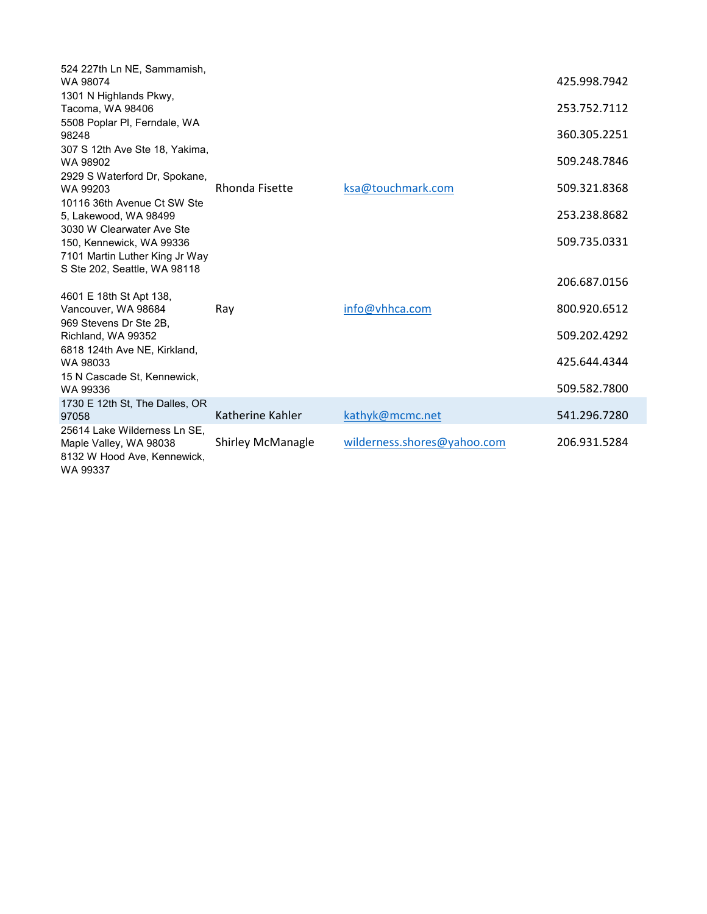| | | | |
|---|---|---|---|
| 524 227th Ln NE, Sammamish, WA 98074 | | | 425.998.7942 |
| 1301 N Highlands Pkwy, Tacoma, WA 98406 | | | 253.752.7112 |
| 5508 Poplar Pl, Ferndale, WA 98248 | | | 360.305.2251 |
| 307 S 12th Ave Ste 18, Yakima, WA 98902 | | | 509.248.7846 |
| 2929 S Waterford Dr, Spokane, WA 99203 | Rhonda Fisette | ksa@touchmark.com | 509.321.8368 |
| 10116 36th Avenue Ct SW Ste 5, Lakewood, WA 98499 | | | 253.238.8682 |
| 3030 W Clearwater Ave Ste 150, Kennewick, WA 99336 | | | 509.735.0331 |
| 7101 Martin Luther King Jr Way S Ste 202, Seattle, WA 98118 | | | 206.687.0156 |
| 4601 E 18th St Apt 138, Vancouver, WA 98684 | Ray | info@vhhca.com | 800.920.6512 |
| 969 Stevens Dr Ste 2B, Richland, WA 99352 | | | 509.202.4292 |
| 6818 124th Ave NE, Kirkland, WA 98033 | | | 425.644.4344 |
| 15 N Cascade St, Kennewick, WA 99336 | | | 509.582.7800 |
| 1730 E 12th St, The Dalles, OR 97058 | Katherine Kahler | kathyk@mcmc.net | 541.296.7280 |
| 25614 Lake Wilderness Ln SE, Maple Valley, WA 98038 | Shirley McManagle | wilderness.shores@yahoo.com | 206.931.5284 |
| 8132 W Hood Ave, Kennewick, WA 99337 | | | |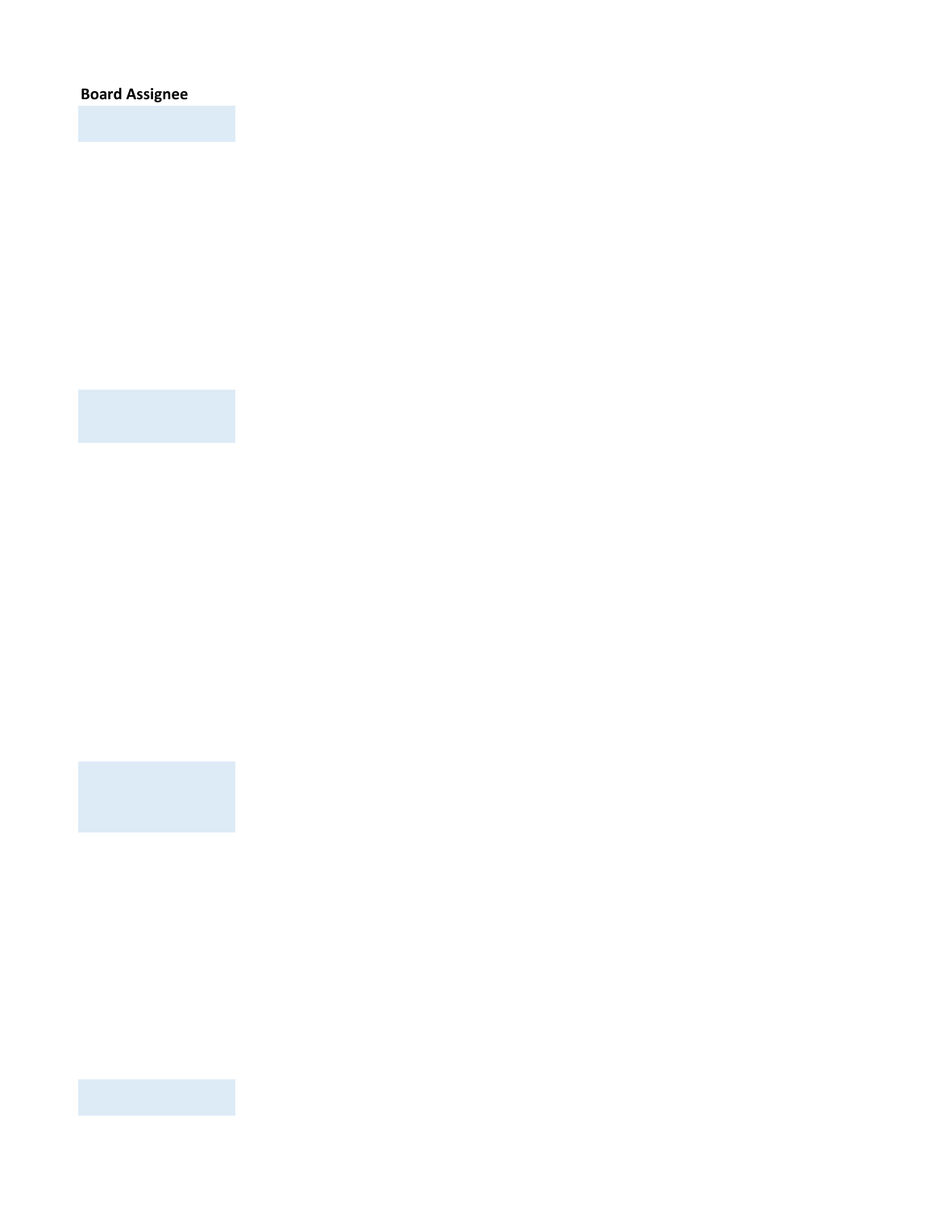**Board Assignee**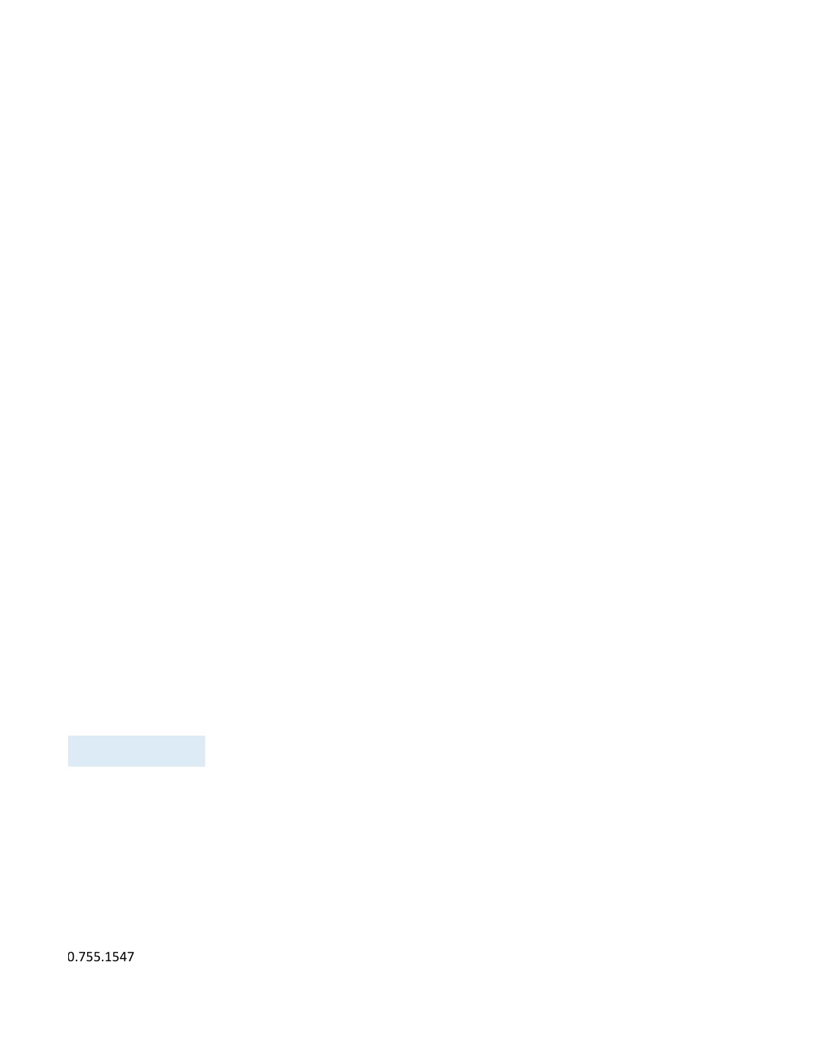0.755.1547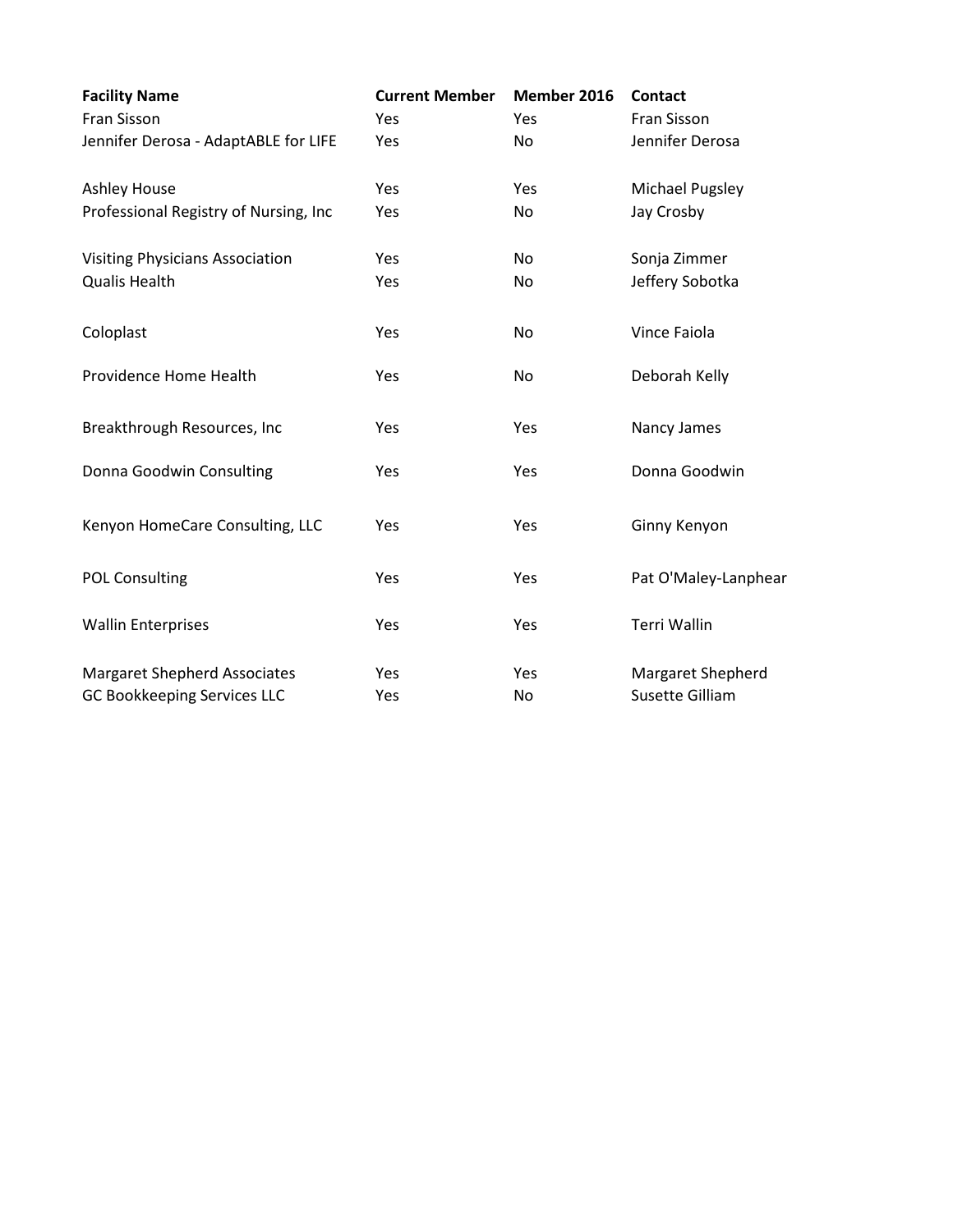| Facility Name | Current Member | Member 2016 | Contact |
| --- | --- | --- | --- |
| Fran Sisson | Yes | Yes | Fran Sisson |
| Jennifer Derosa - AdaptABLE for LIFE | Yes | No | Jennifer Derosa |
| Ashley House | Yes | Yes | Michael Pugsley |
| Professional Registry of Nursing, Inc | Yes | No | Jay Crosby |
| Visiting Physicians Association | Yes | No | Sonja Zimmer |
| Qualis Health | Yes | No | Jeffery Sobotka |
| Coloplast | Yes | No | Vince Faiola |
| Providence Home Health | Yes | No | Deborah Kelly |
| Breakthrough Resources, Inc | Yes | Yes | Nancy James |
| Donna Goodwin Consulting | Yes | Yes | Donna Goodwin |
| Kenyon HomeCare Consulting, LLC | Yes | Yes | Ginny Kenyon |
| POL Consulting | Yes | Yes | Pat O'Maley-Lanphear |
| Wallin Enterprises | Yes | Yes | Terri Wallin |
| Margaret Shepherd Associates | Yes | Yes | Margaret Shepherd |
| GC Bookkeeping Services LLC | Yes | No | Susette Gilliam |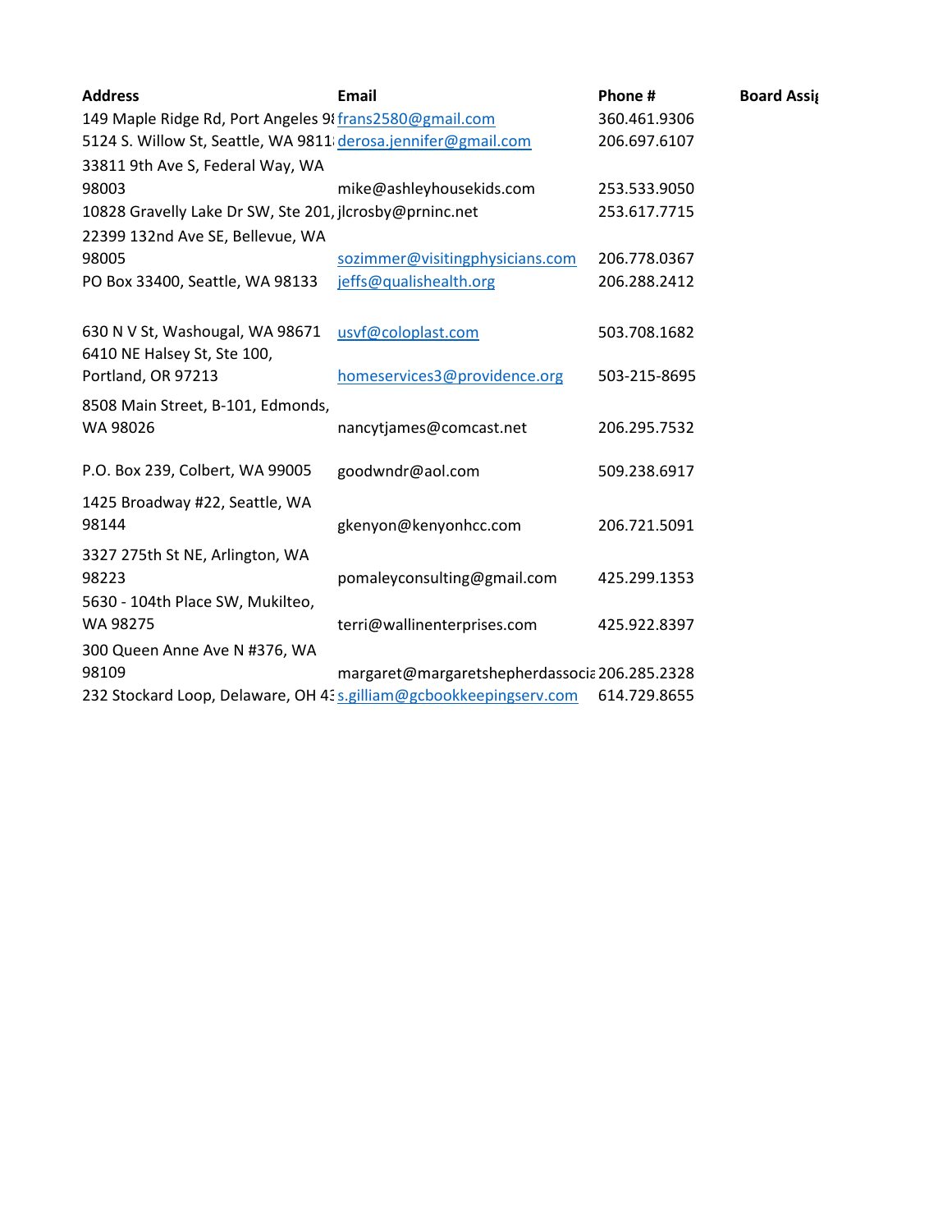| Address | Email | Phone # | Board Assig |
| --- | --- | --- | --- |
| 149 Maple Ridge Rd, Port Angeles 9 | frans2580@gmail.com | 360.461.9306 | |
| 5124 S. Willow St, Seattle, WA 9811 | derosa.jennifer@gmail.com | 206.697.6107 | |
| 33811 9th Ave S, Federal Way, WA 98003 | mike@ashleyhousekids.com | 253.533.9050 | |
| 10828 Gravelly Lake Dr SW, Ste 201, | jlcrosby@prninc.net | 253.617.7715 | |
| 22399 132nd Ave SE, Bellevue, WA 98005 | sozimmer@visitingphysicians.com | 206.778.0367 | |
| PO Box 33400, Seattle, WA 98133 | jeffs@qualishealth.org | 206.288.2412 | |
| 630 N V St, Washougal, WA 98671 | usvf@coloplast.com | 503.708.1682 | |
| 6410 NE Halsey St, Ste 100, Portland, OR 97213 | homeservices3@providence.org | 503-215-8695 | |
| 8508 Main Street, B-101, Edmonds, WA 98026 | nancytjames@comcast.net | 206.295.7532 | |
| P.O. Box 239, Colbert, WA 99005 | goodwndr@aol.com | 509.238.6917 | |
| 1425 Broadway #22, Seattle, WA 98144 | gkenyon@kenyonhcc.com | 206.721.5091 | |
| 3327 275th St NE, Arlington, WA 98223 | pomaleyconsulting@gmail.com | 425.299.1353 | |
| 5630 - 104th Place SW, Mukilteo, WA 98275 | terri@wallinenterprises.com | 425.922.8397 | |
| 300 Queen Anne Ave N #376, WA 98109 | margaret@margaretshepherdassocia | 206.285.2328 | |
| 232 Stockard Loop, Delaware, OH 4 | s.gilliam@gcbookkeepingserv.com | 614.729.8655 | |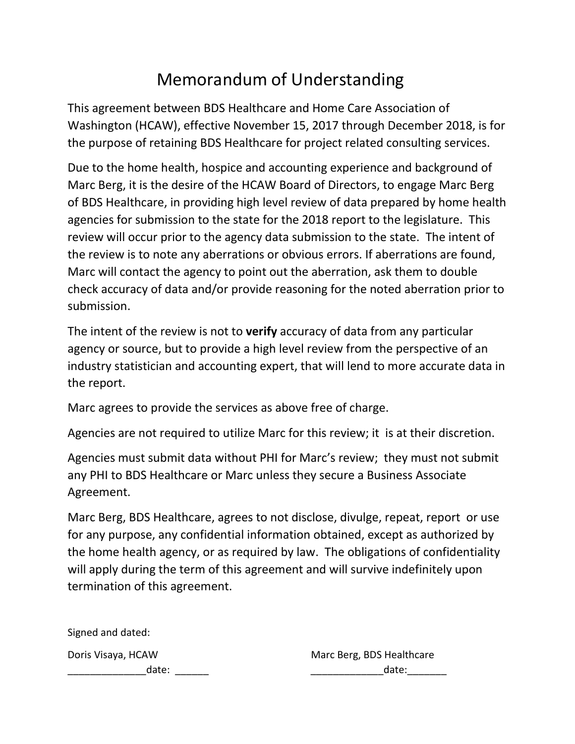# Memorandum of Understanding

This agreement between BDS Healthcare and Home Care Association of Washington (HCAW), effective November 15, 2017 through December 2018, is for the purpose of retaining BDS Healthcare for project related consulting services.

Due to the home health, hospice and accounting experience and background of Marc Berg, it is the desire of the HCAW Board of Directors, to engage Marc Berg of BDS Healthcare, in providing high level review of data prepared by home health agencies for submission to the state for the 2018 report to the legislature. This review will occur prior to the agency data submission to the state. The intent of the review is to note any aberrations or obvious errors. If aberrations are found, Marc will contact the agency to point out the aberration, ask them to double check accuracy of data and/or provide reasoning for the noted aberration prior to submission.

The intent of the review is not to **verify** accuracy of data from any particular agency or source, but to provide a high level review from the perspective of an industry statistician and accounting expert, that will lend to more accurate data in the report.

Marc agrees to provide the services as above free of charge.

Agencies are not required to utilize Marc for this review; it is at their discretion.

Agencies must submit data without PHI for Marc's review; they must not submit any PHI to BDS Healthcare or Marc unless they secure a Business Associate Agreement.

Marc Berg, BDS Healthcare, agrees to not disclose, divulge, repeat, report or use for any purpose, any confidential information obtained, except as authorized by the home health agency, or as required by law. The obligations of confidentiality will apply during the term of this agreement and will survive indefinitely upon termination of this agreement.

Signed and dated:

Doris Visaya, HCAW
______________date: ______

Marc Berg, BDS Healthcare
_____________date:_______